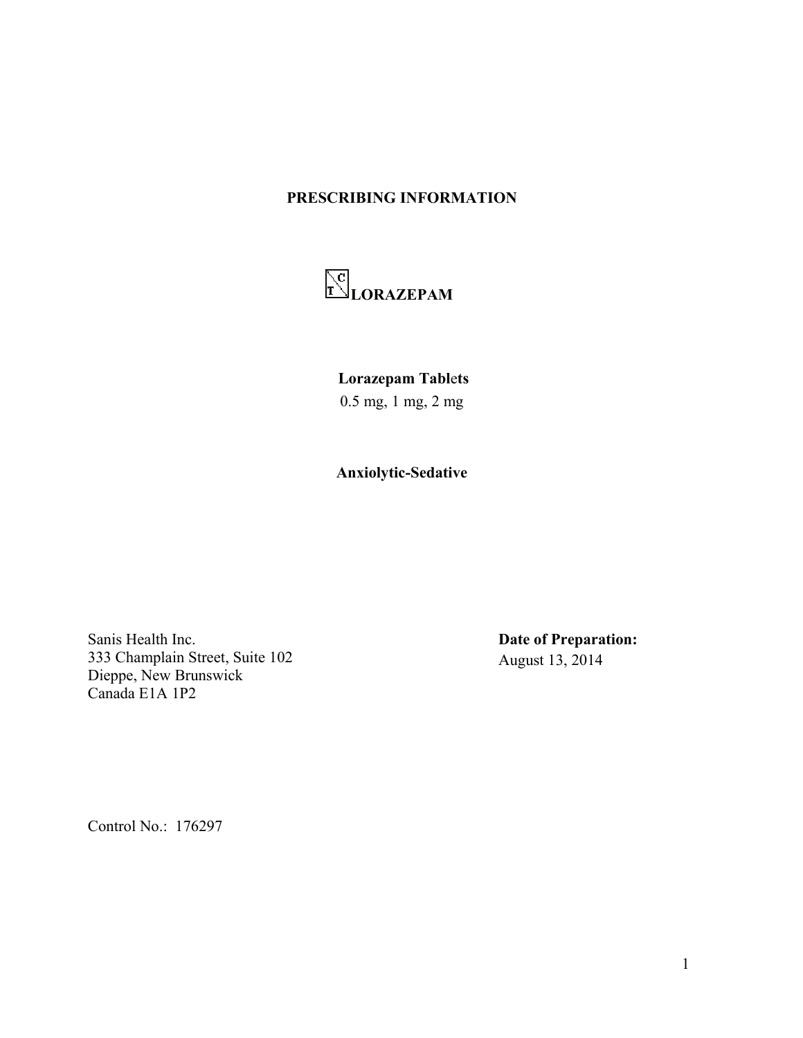# PRESCRIBING INFORMATION

## LORAZEPAM

**Lorazepam Tablets**

0.5 mg, 1 mg, 2 mg

**Anxiolytic-Sedative**

Sanis Health Inc.
333 Champlain Street, Suite 102
Dieppe, New Brunswick
Canada E1A 1P2

**Date of Preparation:**
August 13, 2014

Control No.: 176297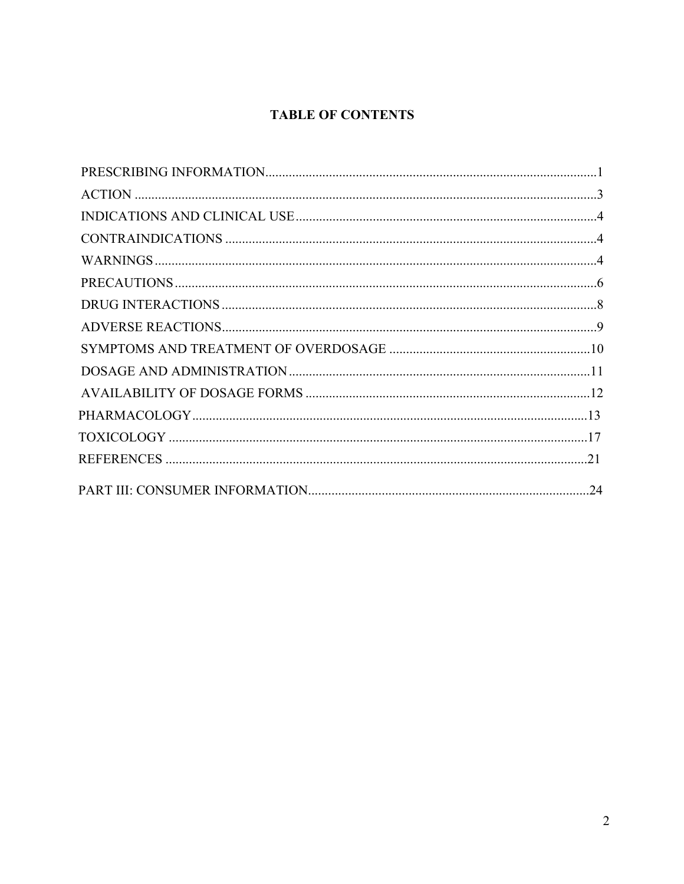# TABLE OF CONTENTS

PRESCRIBING INFORMATION....................................................................................................1

ACTION ...........................................................................................................................3

INDICATIONS AND CLINICAL USE...........................................................................4

CONTRAINDICATIONS ...............................................................................................4

WARNINGS....................................................................................................................4

PRECAUTIONS..............................................................................................................6

DRUG INTERACTIONS ................................................................................................8

ADVERSE REACTIONS.................................................................................................9

SYMPTOMS AND TREATMENT OF OVERDOSAGE ...........................................10

DOSAGE AND ADMINISTRATION..........................................................................11

AVAILABILITY OF DOSAGE FORMS .....................................................................12

PHARMACOLOGY.......................................................................................................13

TOXICOLOGY .............................................................................................................17

REFERENCES ..............................................................................................................21

PART III: CONSUMER INFORMATION....................................................................24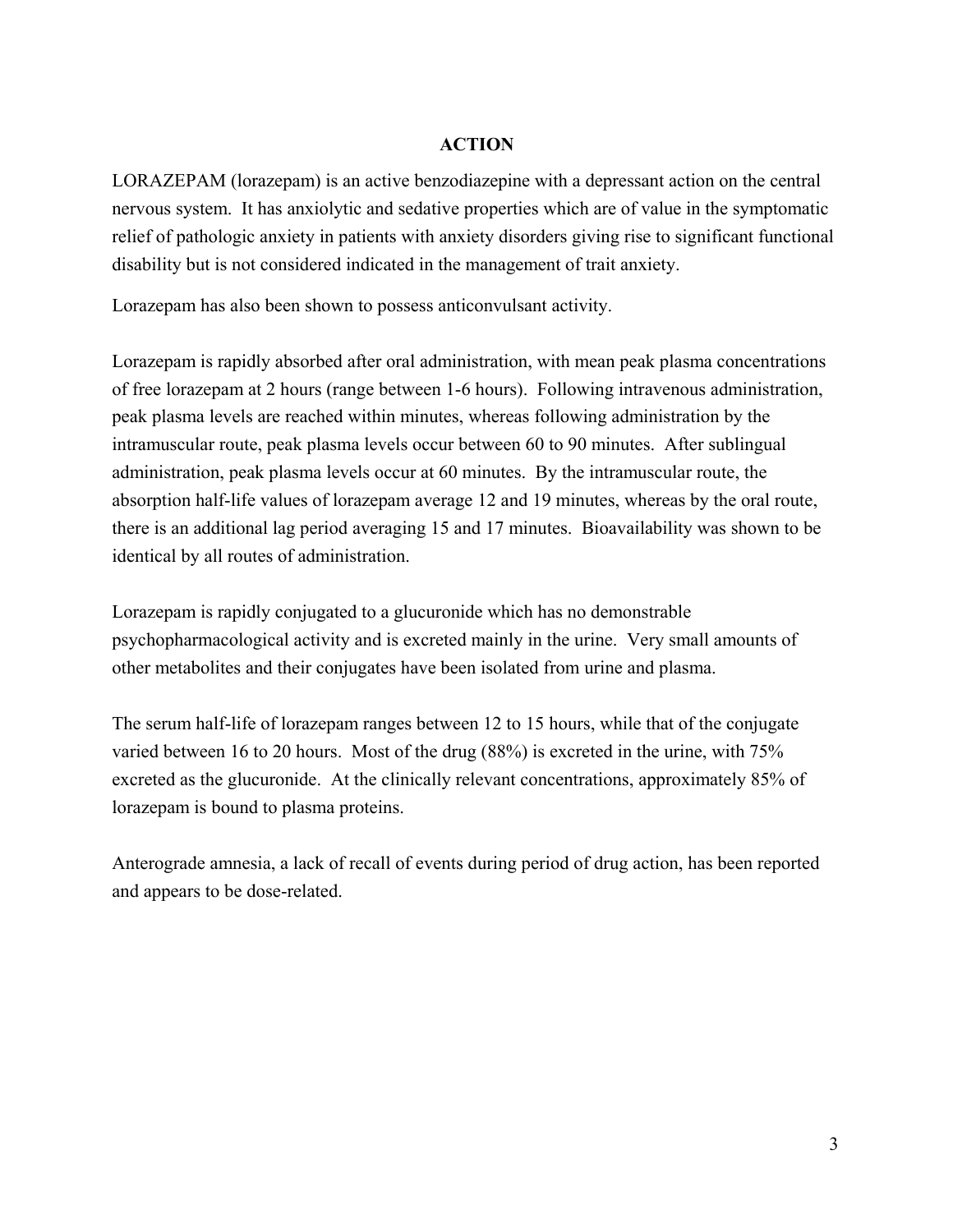## ACTION

LORAZEPAM (lorazepam) is an active benzodiazepine with a depressant action on the central nervous system. It has anxiolytic and sedative properties which are of value in the symptomatic relief of pathologic anxiety in patients with anxiety disorders giving rise to significant functional disability but is not considered indicated in the management of trait anxiety.

Lorazepam has also been shown to possess anticonvulsant activity.

Lorazepam is rapidly absorbed after oral administration, with mean peak plasma concentrations of free lorazepam at 2 hours (range between 1-6 hours). Following intravenous administration, peak plasma levels are reached within minutes, whereas following administration by the intramuscular route, peak plasma levels occur between 60 to 90 minutes. After sublingual administration, peak plasma levels occur at 60 minutes. By the intramuscular route, the absorption half-life values of lorazepam average 12 and 19 minutes, whereas by the oral route, there is an additional lag period averaging 15 and 17 minutes. Bioavailability was shown to be identical by all routes of administration.

Lorazepam is rapidly conjugated to a glucuronide which has no demonstrable psychopharmacological activity and is excreted mainly in the urine. Very small amounts of other metabolites and their conjugates have been isolated from urine and plasma.

The serum half-life of lorazepam ranges between 12 to 15 hours, while that of the conjugate varied between 16 to 20 hours. Most of the drug (88%) is excreted in the urine, with 75% excreted as the glucuronide. At the clinically relevant concentrations, approximately 85% of lorazepam is bound to plasma proteins.

Anterograde amnesia, a lack of recall of events during period of drug action, has been reported and appears to be dose-related.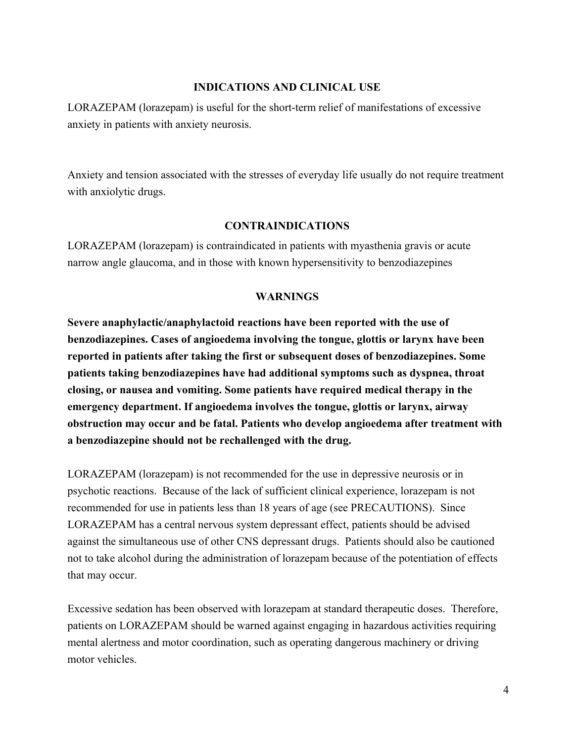## INDICATIONS AND CLINICAL USE

LORAZEPAM (lorazepam) is useful for the short-term relief of manifestations of excessive anxiety in patients with anxiety neurosis.

Anxiety and tension associated with the stresses of everyday life usually do not require treatment with anxiolytic drugs.

## CONTRAINDICATIONS

LORAZEPAM (lorazepam) is contraindicated in patients with myasthenia gravis or acute narrow angle glaucoma, and in those with known hypersensitivity to benzodiazepines

## WARNINGS

**Severe anaphylactic/anaphylactoid reactions have been reported with the use of benzodiazepines. Cases of angioedema involving the tongue, glottis or larynx have been reported in patients after taking the first or subsequent doses of benzodiazepines. Some patients taking benzodiazepines have had additional symptoms such as dyspnea, throat closing, or nausea and vomiting. Some patients have required medical therapy in the emergency department. If angioedema involves the tongue, glottis or larynx, airway obstruction may occur and be fatal. Patients who develop angioedema after treatment with a benzodiazepine should not be rechallenged with the drug.**

LORAZEPAM (lorazepam) is not recommended for the use in depressive neurosis or in psychotic reactions. Because of the lack of sufficient clinical experience, lorazepam is not recommended for use in patients less than 18 years of age (see PRECAUTIONS). Since LORAZEPAM has a central nervous system depressant effect, patients should be advised against the simultaneous use of other CNS depressant drugs. Patients should also be cautioned not to take alcohol during the administration of lorazepam because of the potentiation of effects that may occur.

Excessive sedation has been observed with lorazepam at standard therapeutic doses. Therefore, patients on LORAZEPAM should be warned against engaging in hazardous activities requiring mental alertness and motor coordination, such as operating dangerous machinery or driving motor vehicles.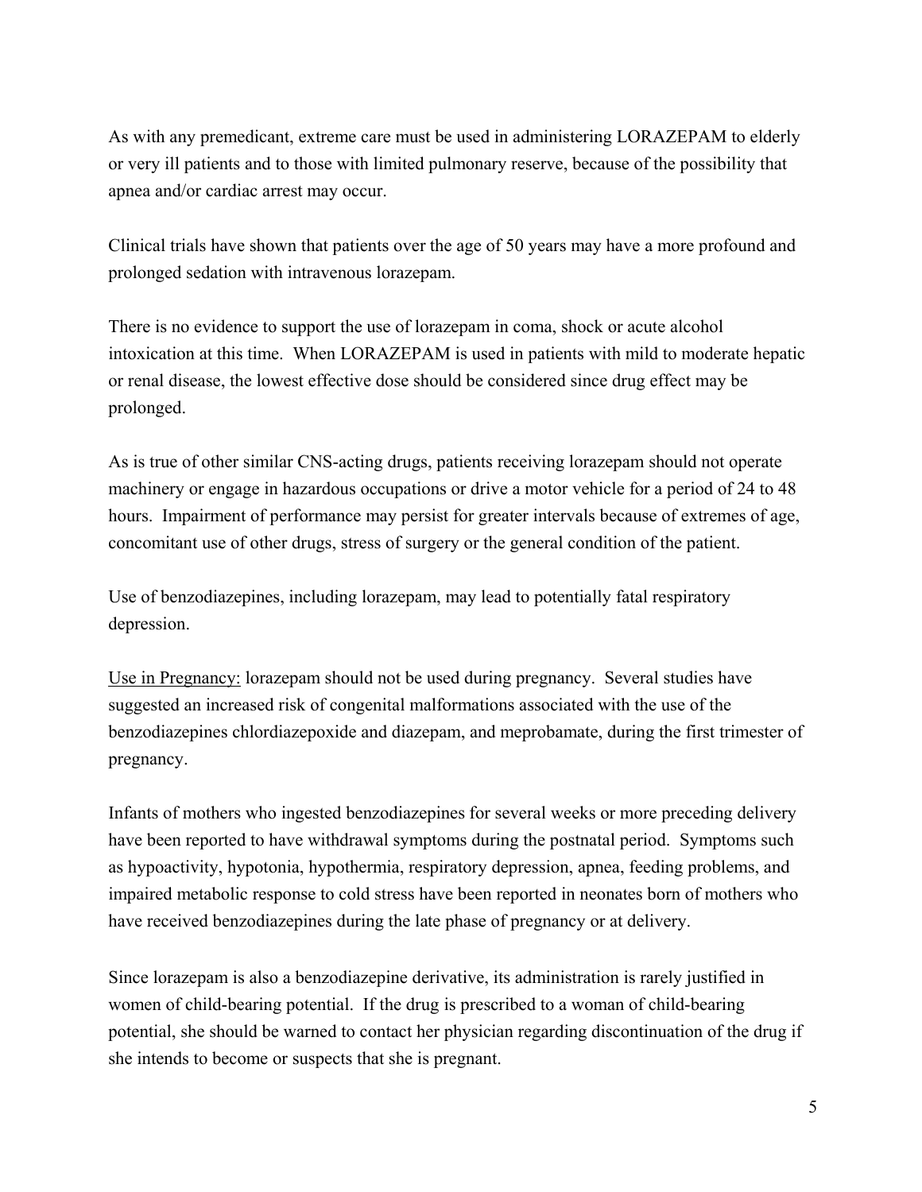As with any premedicant, extreme care must be used in administering LORAZEPAM to elderly or very ill patients and to those with limited pulmonary reserve, because of the possibility that apnea and/or cardiac arrest may occur.

Clinical trials have shown that patients over the age of 50 years may have a more profound and prolonged sedation with intravenous lorazepam.

There is no evidence to support the use of lorazepam in coma, shock or acute alcohol intoxication at this time. When LORAZEPAM is used in patients with mild to moderate hepatic or renal disease, the lowest effective dose should be considered since drug effect may be prolonged.

As is true of other similar CNS-acting drugs, patients receiving lorazepam should not operate machinery or engage in hazardous occupations or drive a motor vehicle for a period of 24 to 48 hours. Impairment of performance may persist for greater intervals because of extremes of age, concomitant use of other drugs, stress of surgery or the general condition of the patient.

Use of benzodiazepines, including lorazepam, may lead to potentially fatal respiratory depression.

<u>Use in Pregnancy:</u> lorazepam should not be used during pregnancy. Several studies have suggested an increased risk of congenital malformations associated with the use of the benzodiazepines chlordiazepoxide and diazepam, and meprobamate, during the first trimester of pregnancy.

Infants of mothers who ingested benzodiazepines for several weeks or more preceding delivery have been reported to have withdrawal symptoms during the postnatal period. Symptoms such as hypoactivity, hypotonia, hypothermia, respiratory depression, apnea, feeding problems, and impaired metabolic response to cold stress have been reported in neonates born of mothers who have received benzodiazepines during the late phase of pregnancy or at delivery.

Since lorazepam is also a benzodiazepine derivative, its administration is rarely justified in women of child-bearing potential. If the drug is prescribed to a woman of child-bearing potential, she should be warned to contact her physician regarding discontinuation of the drug if she intends to become or suspects that she is pregnant.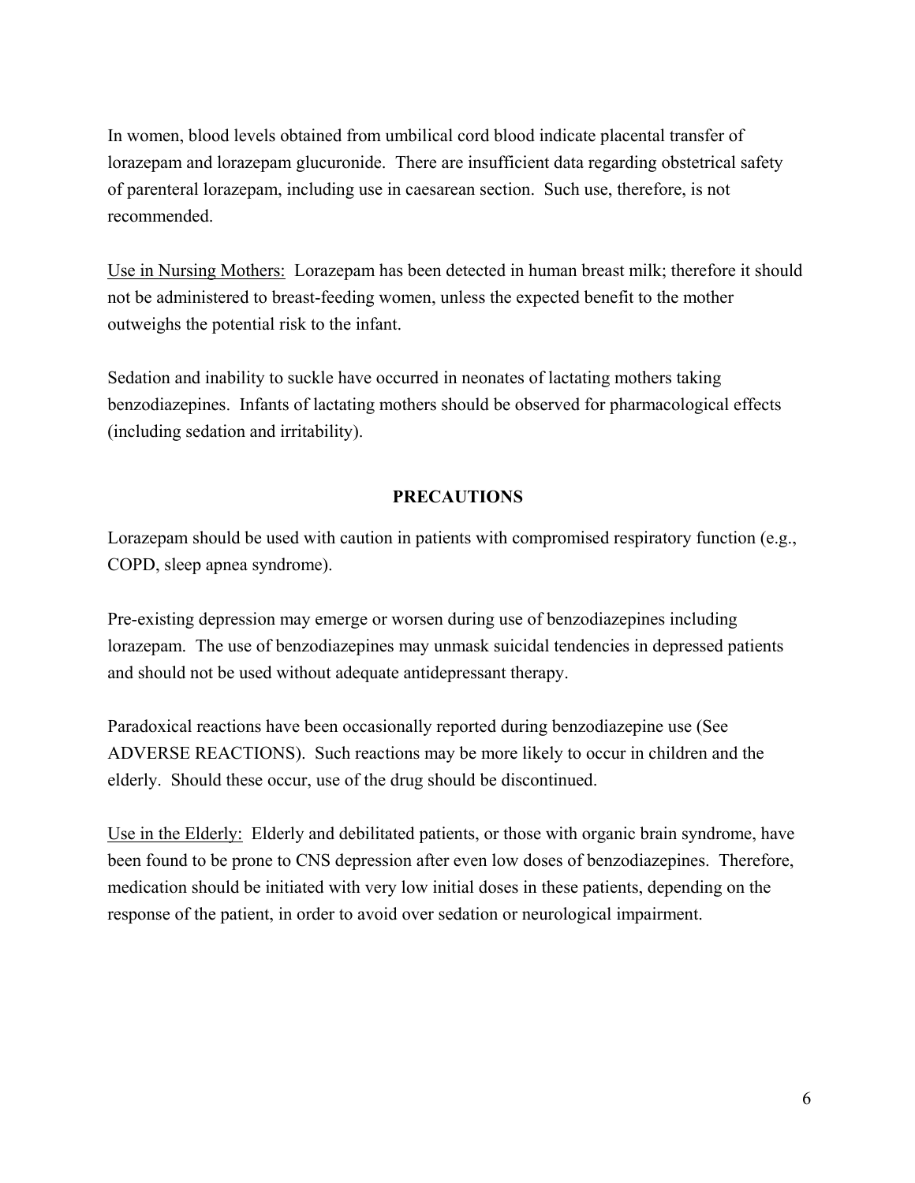In women, blood levels obtained from umbilical cord blood indicate placental transfer of lorazepam and lorazepam glucuronide. There are insufficient data regarding obstetrical safety of parenteral lorazepam, including use in caesarean section. Such use, therefore, is not recommended.

Use in Nursing Mothers: Lorazepam has been detected in human breast milk; therefore it should not be administered to breast-feeding women, unless the expected benefit to the mother outweighs the potential risk to the infant.

Sedation and inability to suckle have occurred in neonates of lactating mothers taking benzodiazepines. Infants of lactating mothers should be observed for pharmacological effects (including sedation and irritability).

## PRECAUTIONS

Lorazepam should be used with caution in patients with compromised respiratory function (e.g., COPD, sleep apnea syndrome).

Pre-existing depression may emerge or worsen during use of benzodiazepines including lorazepam. The use of benzodiazepines may unmask suicidal tendencies in depressed patients and should not be used without adequate antidepressant therapy.

Paradoxical reactions have been occasionally reported during benzodiazepine use (See ADVERSE REACTIONS). Such reactions may be more likely to occur in children and the elderly. Should these occur, use of the drug should be discontinued.

Use in the Elderly: Elderly and debilitated patients, or those with organic brain syndrome, have been found to be prone to CNS depression after even low doses of benzodiazepines. Therefore, medication should be initiated with very low initial doses in these patients, depending on the response of the patient, in order to avoid over sedation or neurological impairment.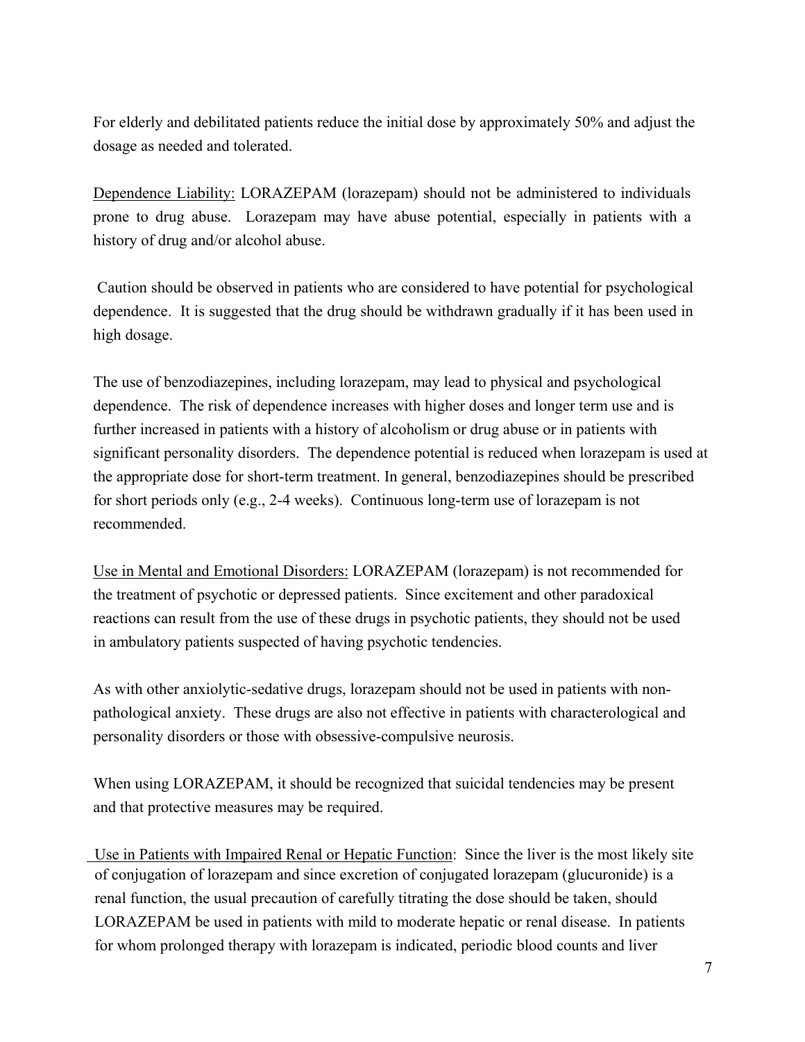For elderly and debilitated patients reduce the initial dose by approximately 50% and adjust the dosage as needed and tolerated.

Dependence Liability: LORAZEPAM (lorazepam) should not be administered to individuals prone to drug abuse. Lorazepam may have abuse potential, especially in patients with a history of drug and/or alcohol abuse.

Caution should be observed in patients who are considered to have potential for psychological dependence. It is suggested that the drug should be withdrawn gradually if it has been used in high dosage.

The use of benzodiazepines, including lorazepam, may lead to physical and psychological dependence. The risk of dependence increases with higher doses and longer term use and is further increased in patients with a history of alcoholism or drug abuse or in patients with significant personality disorders. The dependence potential is reduced when lorazepam is used at the appropriate dose for short-term treatment. In general, benzodiazepines should be prescribed for short periods only (e.g., 2-4 weeks). Continuous long-term use of lorazepam is not recommended.

Use in Mental and Emotional Disorders: LORAZEPAM (lorazepam) is not recommended for the treatment of psychotic or depressed patients. Since excitement and other paradoxical reactions can result from the use of these drugs in psychotic patients, they should not be used in ambulatory patients suspected of having psychotic tendencies.

As with other anxiolytic-sedative drugs, lorazepam should not be used in patients with non-pathological anxiety. These drugs are also not effective in patients with characterological and personality disorders or those with obsessive-compulsive neurosis.

When using LORAZEPAM, it should be recognized that suicidal tendencies may be present and that protective measures may be required.

Use in Patients with Impaired Renal or Hepatic Function: Since the liver is the most likely site of conjugation of lorazepam and since excretion of conjugated lorazepam (glucuronide) is a renal function, the usual precaution of carefully titrating the dose should be taken, should LORAZEPAM be used in patients with mild to moderate hepatic or renal disease. In patients for whom prolonged therapy with lorazepam is indicated, periodic blood counts and liver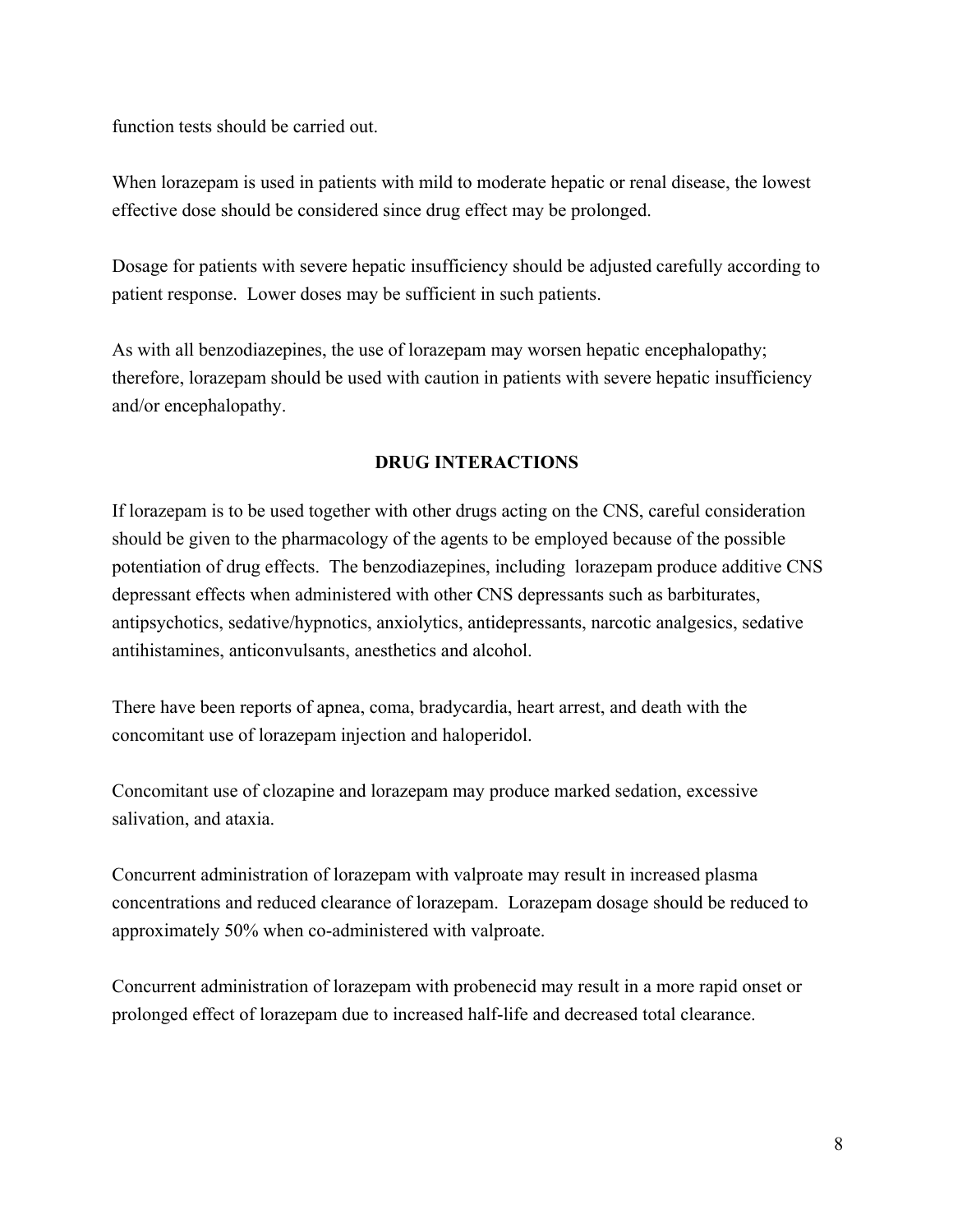function tests should be carried out.

When lorazepam is used in patients with mild to moderate hepatic or renal disease, the lowest effective dose should be considered since drug effect may be prolonged.

Dosage for patients with severe hepatic insufficiency should be adjusted carefully according to patient response. Lower doses may be sufficient in such patients.

As with all benzodiazepines, the use of lorazepam may worsen hepatic encephalopathy; therefore, lorazepam should be used with caution in patients with severe hepatic insufficiency and/or encephalopathy.

## DRUG INTERACTIONS

If lorazepam is to be used together with other drugs acting on the CNS, careful consideration should be given to the pharmacology of the agents to be employed because of the possible potentiation of drug effects. The benzodiazepines, including lorazepam produce additive CNS depressant effects when administered with other CNS depressants such as barbiturates, antipsychotics, sedative/hypnotics, anxiolytics, antidepressants, narcotic analgesics, sedative antihistamines, anticonvulsants, anesthetics and alcohol.

There have been reports of apnea, coma, bradycardia, heart arrest, and death with the concomitant use of lorazepam injection and haloperidol.

Concomitant use of clozapine and lorazepam may produce marked sedation, excessive salivation, and ataxia.

Concurrent administration of lorazepam with valproate may result in increased plasma concentrations and reduced clearance of lorazepam. Lorazepam dosage should be reduced to approximately 50% when co-administered with valproate.

Concurrent administration of lorazepam with probenecid may result in a more rapid onset or prolonged effect of lorazepam due to increased half-life and decreased total clearance.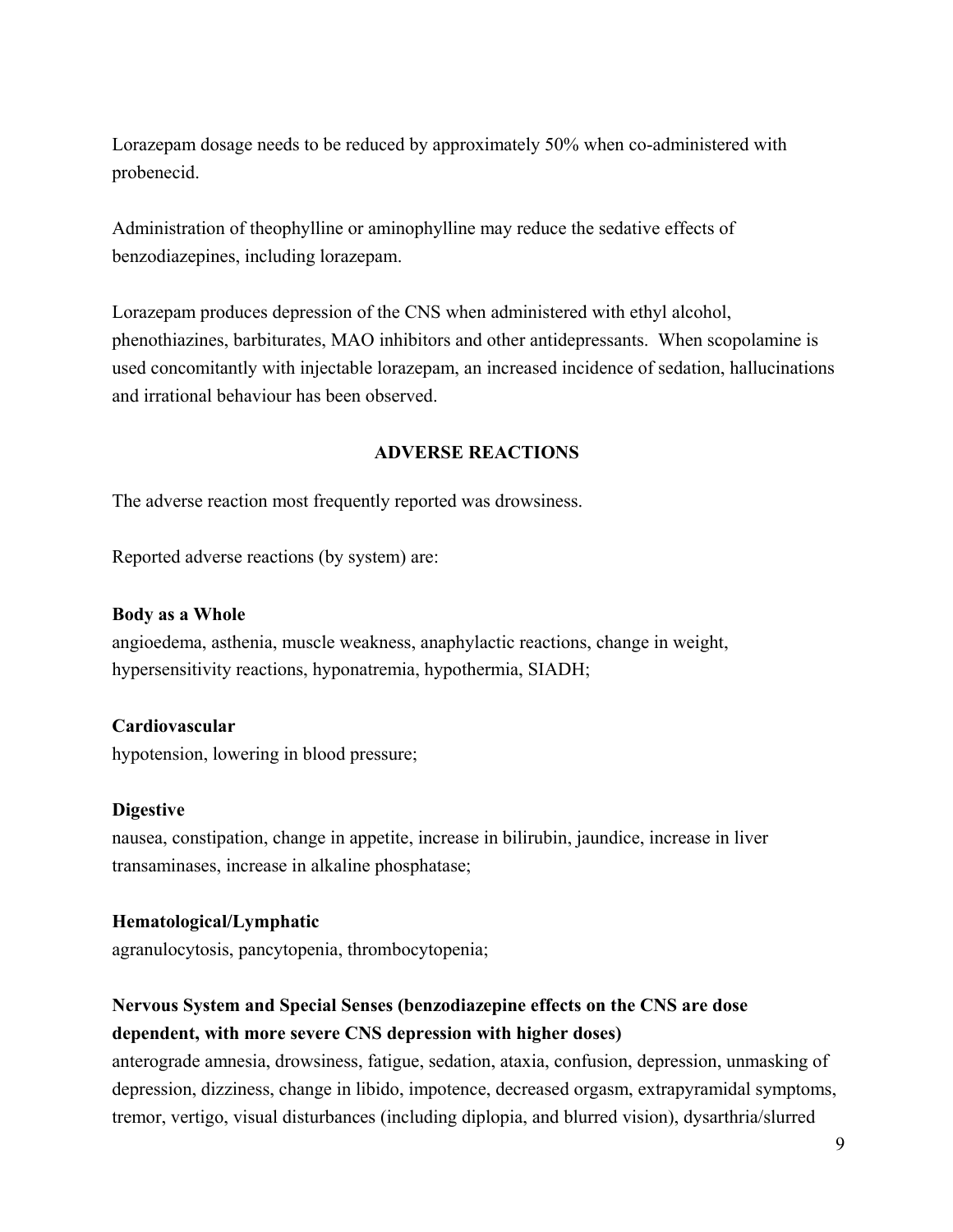Lorazepam dosage needs to be reduced by approximately 50% when co-administered with probenecid.

Administration of theophylline or aminophylline may reduce the sedative effects of benzodiazepines, including lorazepam.

Lorazepam produces depression of the CNS when administered with ethyl alcohol, phenothiazines, barbiturates, MAO inhibitors and other antidepressants. When scopolamine is used concomitantly with injectable lorazepam, an increased incidence of sedation, hallucinations and irrational behaviour has been observed.

## ADVERSE REACTIONS

The adverse reaction most frequently reported was drowsiness.

Reported adverse reactions (by system) are:

**Body as a Whole**
angioedema, asthenia, muscle weakness, anaphylactic reactions, change in weight, hypersensitivity reactions, hyponatremia, hypothermia, SIADH;

**Cardiovascular**
hypotension, lowering in blood pressure;

**Digestive**
nausea, constipation, change in appetite, increase in bilirubin, jaundice, increase in liver transaminases, increase in alkaline phosphatase;

**Hematological/Lymphatic**
agranulocytosis, pancytopenia, thrombocytopenia;

**Nervous System and Special Senses (benzodiazepine effects on the CNS are dose dependent, with more severe CNS depression with higher doses)**
anterograde amnesia, drowsiness, fatigue, sedation, ataxia, confusion, depression, unmasking of depression, dizziness, change in libido, impotence, decreased orgasm, extrapyramidal symptoms, tremor, vertigo, visual disturbances (including diplopia, and blurred vision), dysarthria/slurred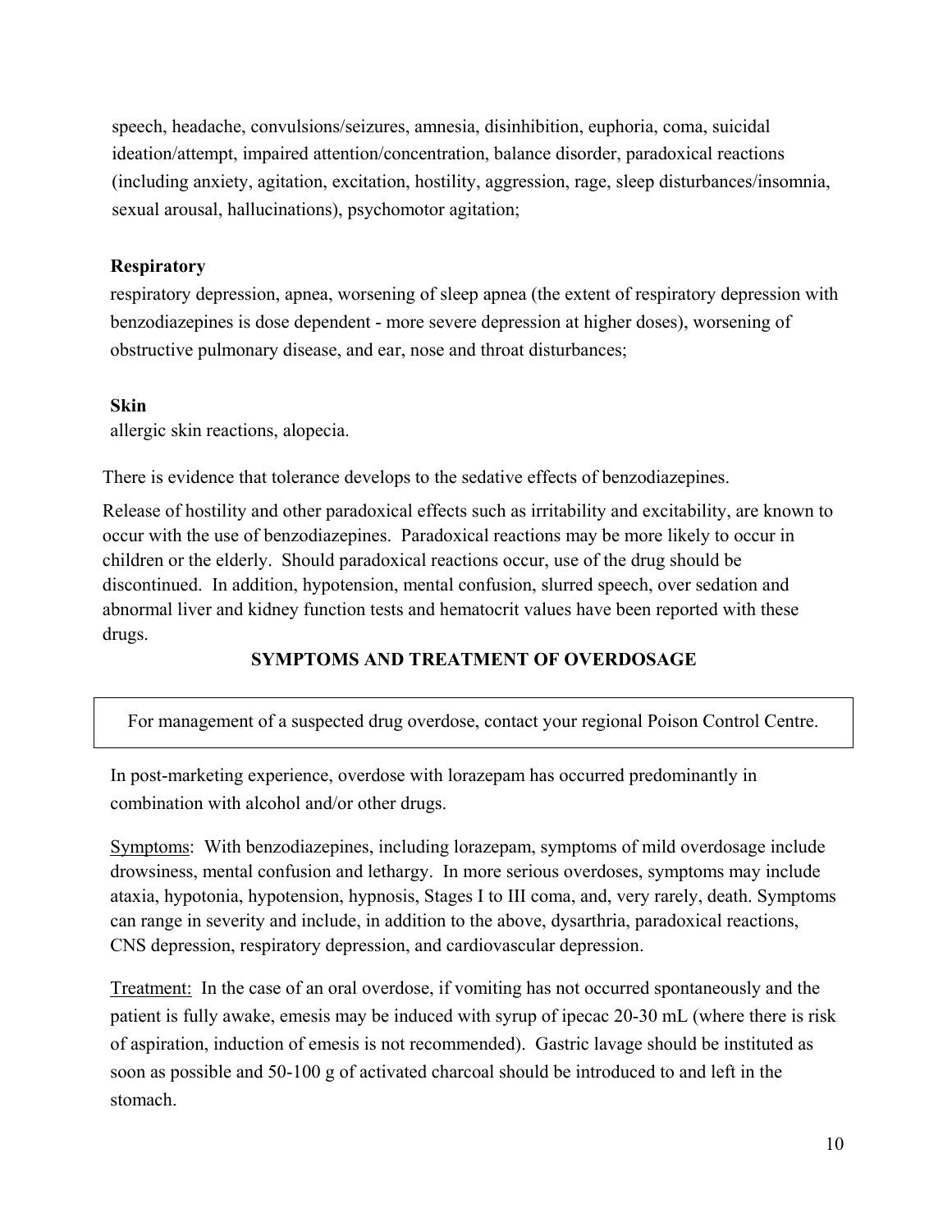speech, headache, convulsions/seizures, amnesia, disinhibition, euphoria, coma, suicidal ideation/attempt, impaired attention/concentration, balance disorder, paradoxical reactions (including anxiety, agitation, excitation, hostility, aggression, rage, sleep disturbances/insomnia, sexual arousal, hallucinations), psychomotor agitation;

**Respiratory**

respiratory depression, apnea, worsening of sleep apnea (the extent of respiratory depression with benzodiazepines is dose dependent - more severe depression at higher doses), worsening of obstructive pulmonary disease, and ear, nose and throat disturbances;

**Skin**

allergic skin reactions, alopecia.

There is evidence that tolerance develops to the sedative effects of benzodiazepines.

Release of hostility and other paradoxical effects such as irritability and excitability, are known to occur with the use of benzodiazepines. Paradoxical reactions may be more likely to occur in children or the elderly. Should paradoxical reactions occur, use of the drug should be discontinued. In addition, hypotension, mental confusion, slurred speech, over sedation and abnormal liver and kidney function tests and hematocrit values have been reported with these drugs.

## SYMPTOMS AND TREATMENT OF OVERDOSAGE

For management of a suspected drug overdose, contact your regional Poison Control Centre.

In post-marketing experience, overdose with lorazepam has occurred predominantly in combination with alcohol and/or other drugs.

Symptoms: With benzodiazepines, including lorazepam, symptoms of mild overdosage include drowsiness, mental confusion and lethargy. In more serious overdoses, symptoms may include ataxia, hypotonia, hypotension, hypnosis, Stages I to III coma, and, very rarely, death. Symptoms can range in severity and include, in addition to the above, dysarthria, paradoxical reactions, CNS depression, respiratory depression, and cardiovascular depression.

Treatment: In the case of an oral overdose, if vomiting has not occurred spontaneously and the patient is fully awake, emesis may be induced with syrup of ipecac 20-30 mL (where there is risk of aspiration, induction of emesis is not recommended). Gastric lavage should be instituted as soon as possible and 50-100 g of activated charcoal should be introduced to and left in the stomach.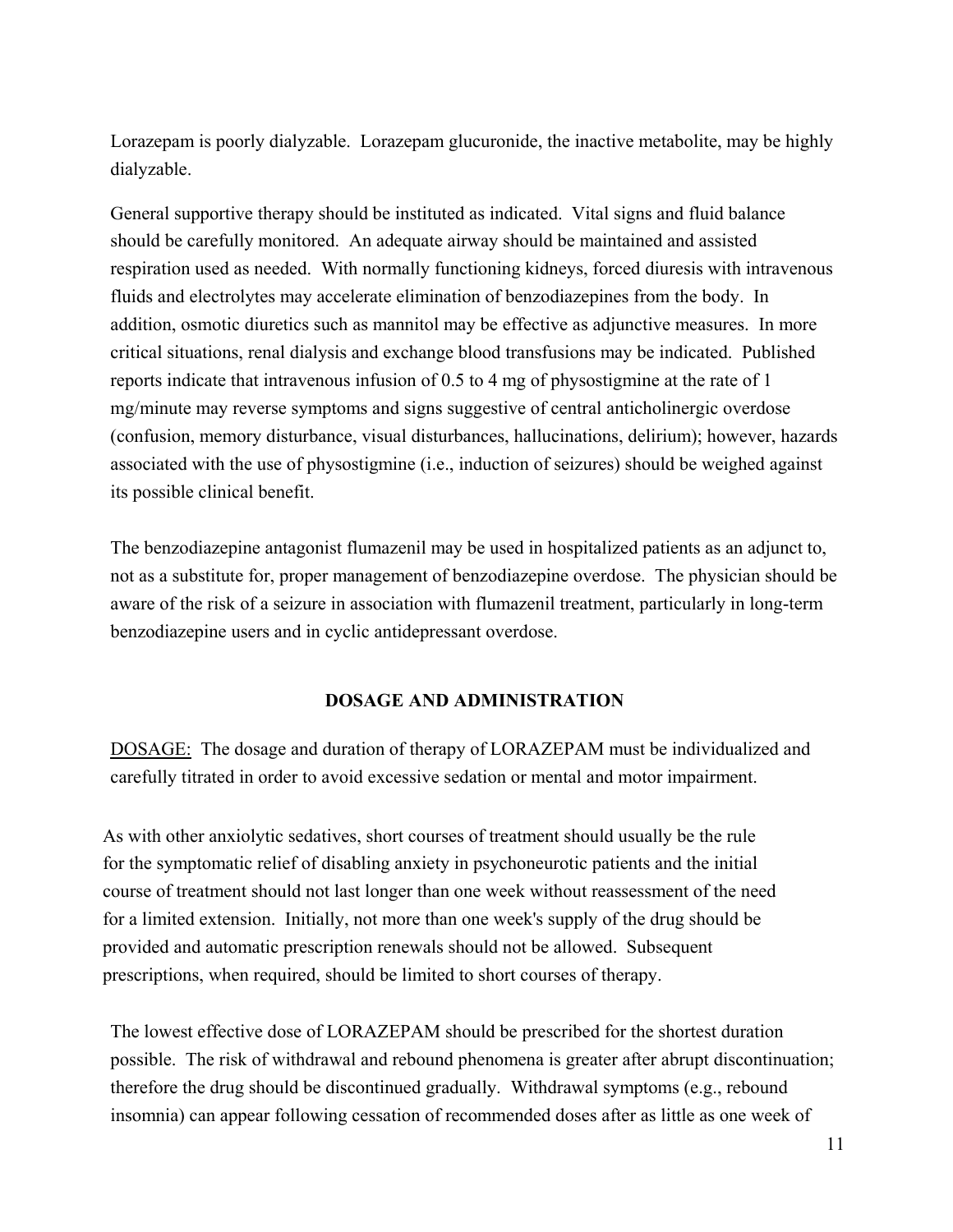Lorazepam is poorly dialyzable. Lorazepam glucuronide, the inactive metabolite, may be highly dialyzable.

General supportive therapy should be instituted as indicated. Vital signs and fluid balance should be carefully monitored. An adequate airway should be maintained and assisted respiration used as needed. With normally functioning kidneys, forced diuresis with intravenous fluids and electrolytes may accelerate elimination of benzodiazepines from the body. In addition, osmotic diuretics such as mannitol may be effective as adjunctive measures. In more critical situations, renal dialysis and exchange blood transfusions may be indicated. Published reports indicate that intravenous infusion of 0.5 to 4 mg of physostigmine at the rate of 1 mg/minute may reverse symptoms and signs suggestive of central anticholinergic overdose (confusion, memory disturbance, visual disturbances, hallucinations, delirium); however, hazards associated with the use of physostigmine (i.e., induction of seizures) should be weighed against its possible clinical benefit.

The benzodiazepine antagonist flumazenil may be used in hospitalized patients as an adjunct to, not as a substitute for, proper management of benzodiazepine overdose. The physician should be aware of the risk of a seizure in association with flumazenil treatment, particularly in long-term benzodiazepine users and in cyclic antidepressant overdose.

## DOSAGE AND ADMINISTRATION

DOSAGE: The dosage and duration of therapy of LORAZEPAM must be individualized and carefully titrated in order to avoid excessive sedation or mental and motor impairment.

As with other anxiolytic sedatives, short courses of treatment should usually be the rule for the symptomatic relief of disabling anxiety in psychoneurotic patients and the initial course of treatment should not last longer than one week without reassessment of the need for a limited extension. Initially, not more than one week's supply of the drug should be provided and automatic prescription renewals should not be allowed. Subsequent prescriptions, when required, should be limited to short courses of therapy.

The lowest effective dose of LORAZEPAM should be prescribed for the shortest duration possible. The risk of withdrawal and rebound phenomena is greater after abrupt discontinuation; therefore the drug should be discontinued gradually. Withdrawal symptoms (e.g., rebound insomnia) can appear following cessation of recommended doses after as little as one week of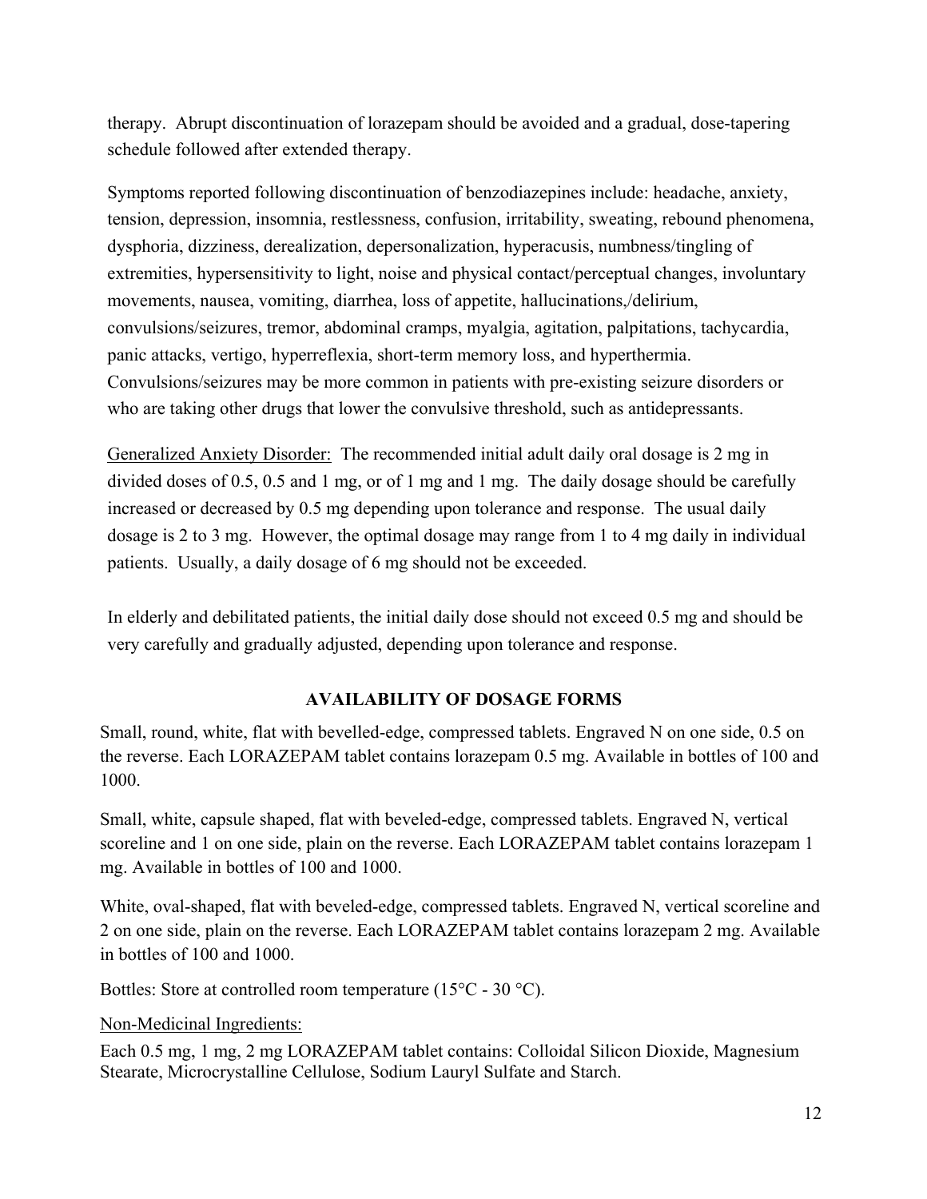therapy. Abrupt discontinuation of lorazepam should be avoided and a gradual, dose-tapering schedule followed after extended therapy.

Symptoms reported following discontinuation of benzodiazepines include: headache, anxiety, tension, depression, insomnia, restlessness, confusion, irritability, sweating, rebound phenomena, dysphoria, dizziness, derealization, depersonalization, hyperacusis, numbness/tingling of extremities, hypersensitivity to light, noise and physical contact/perceptual changes, involuntary movements, nausea, vomiting, diarrhea, loss of appetite, hallucinations,/delirium, convulsions/seizures, tremor, abdominal cramps, myalgia, agitation, palpitations, tachycardia, panic attacks, vertigo, hyperreflexia, short-term memory loss, and hyperthermia. Convulsions/seizures may be more common in patients with pre-existing seizure disorders or who are taking other drugs that lower the convulsive threshold, such as antidepressants.

Generalized Anxiety Disorder: The recommended initial adult daily oral dosage is 2 mg in divided doses of 0.5, 0.5 and 1 mg, or of 1 mg and 1 mg. The daily dosage should be carefully increased or decreased by 0.5 mg depending upon tolerance and response. The usual daily dosage is 2 to 3 mg. However, the optimal dosage may range from 1 to 4 mg daily in individual patients. Usually, a daily dosage of 6 mg should not be exceeded.

In elderly and debilitated patients, the initial daily dose should not exceed 0.5 mg and should be very carefully and gradually adjusted, depending upon tolerance and response.

## AVAILABILITY OF DOSAGE FORMS

Small, round, white, flat with bevelled-edge, compressed tablets. Engraved N on one side, 0.5 on the reverse. Each LORAZEPAM tablet contains lorazepam 0.5 mg. Available in bottles of 100 and 1000.

Small, white, capsule shaped, flat with beveled-edge, compressed tablets. Engraved N, vertical scoreline and 1 on one side, plain on the reverse. Each LORAZEPAM tablet contains lorazepam 1 mg. Available in bottles of 100 and 1000.

White, oval-shaped, flat with beveled-edge, compressed tablets. Engraved N, vertical scoreline and 2 on one side, plain on the reverse. Each LORAZEPAM tablet contains lorazepam 2 mg. Available in bottles of 100 and 1000.

Bottles: Store at controlled room temperature (15°C - 30 °C).

Non-Medicinal Ingredients:

Each 0.5 mg, 1 mg, 2 mg LORAZEPAM tablet contains: Colloidal Silicon Dioxide, Magnesium Stearate, Microcrystalline Cellulose, Sodium Lauryl Sulfate and Starch.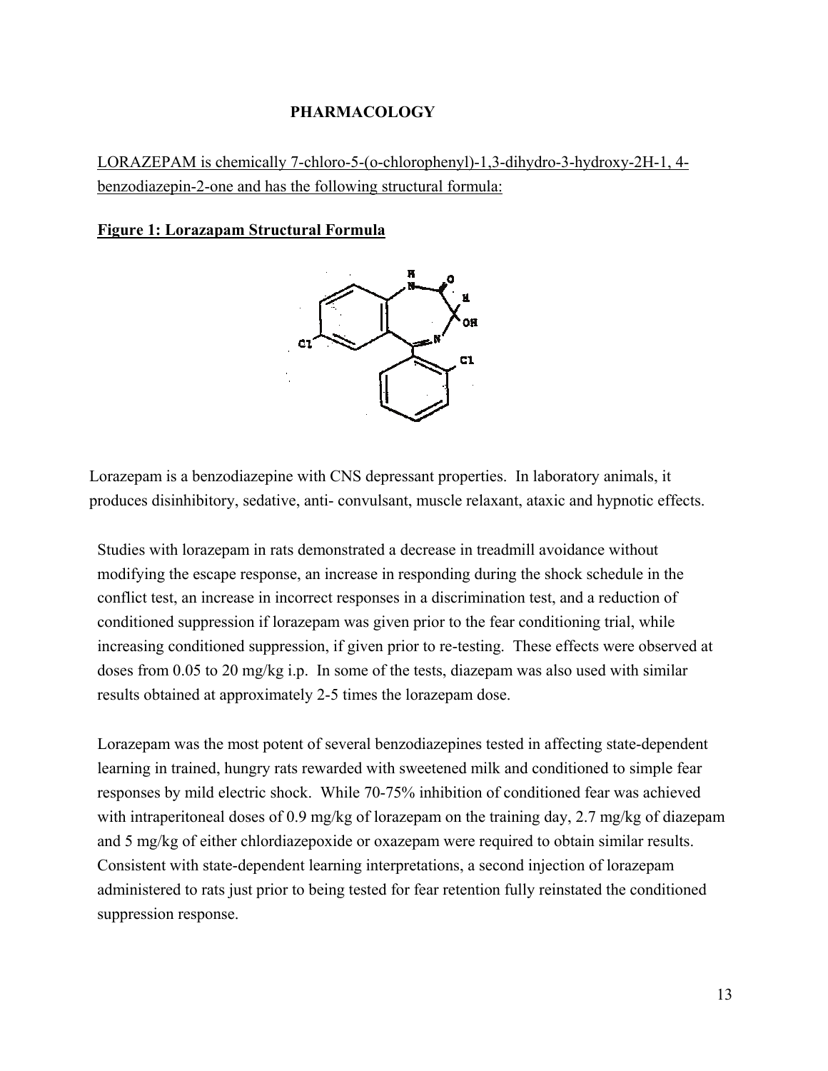**PHARMACOLOGY**

LORAZEPAM is chemically 7-chloro-5-(o-chlorophenyl)-1,3-dihydro-3-hydroxy-2H-1, 4-benzodiazepin-2-one and has the following structural formula:

**Figure 1: Lorazapam Structural Formula**

Lorazepam is a benzodiazepine with CNS depressant properties. In laboratory animals, it produces disinhibitory, sedative, anti- convulsant, muscle relaxant, ataxic and hypnotic effects.

Studies with lorazepam in rats demonstrated a decrease in treadmill avoidance without modifying the escape response, an increase in responding during the shock schedule in the conflict test, an increase in incorrect responses in a discrimination test, and a reduction of conditioned suppression if lorazepam was given prior to the fear conditioning trial, while increasing conditioned suppression, if given prior to re-testing. These effects were observed at doses from 0.05 to 20 mg/kg i.p. In some of the tests, diazepam was also used with similar results obtained at approximately 2-5 times the lorazepam dose.

Lorazepam was the most potent of several benzodiazepines tested in affecting state-dependent learning in trained, hungry rats rewarded with sweetened milk and conditioned to simple fear responses by mild electric shock. While 70-75% inhibition of conditioned fear was achieved with intraperitoneal doses of 0.9 mg/kg of lorazepam on the training day, 2.7 mg/kg of diazepam and 5 mg/kg of either chlordiazepoxide or oxazepam were required to obtain similar results. Consistent with state-dependent learning interpretations, a second injection of lorazepam administered to rats just prior to being tested for fear retention fully reinstated the conditioned suppression response.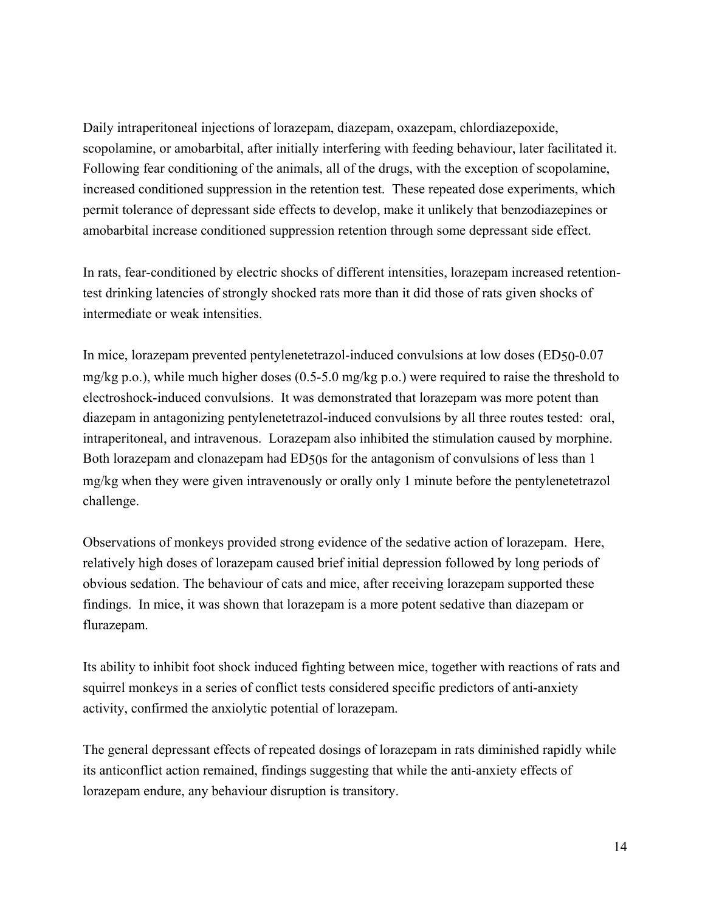Daily intraperitoneal injections of lorazepam, diazepam, oxazepam, chlordiazepoxide, scopolamine, or amobarbital, after initially interfering with feeding behaviour, later facilitated it. Following fear conditioning of the animals, all of the drugs, with the exception of scopolamine, increased conditioned suppression in the retention test. These repeated dose experiments, which permit tolerance of depressant side effects to develop, make it unlikely that benzodiazepines or amobarbital increase conditioned suppression retention through some depressant side effect.

In rats, fear-conditioned by electric shocks of different intensities, lorazepam increased retention-test drinking latencies of strongly shocked rats more than it did those of rats given shocks of intermediate or weak intensities.

In mice, lorazepam prevented pentylenetetrazol-induced convulsions at low doses ($ED_{50}$-0.07 mg/kg p.o.), while much higher doses (0.5-5.0 mg/kg p.o.) were required to raise the threshold to electroshock-induced convulsions. It was demonstrated that lorazepam was more potent than diazepam in antagonizing pentylenetetrazol-induced convulsions by all three routes tested: oral, intraperitoneal, and intravenous. Lorazepam also inhibited the stimulation caused by morphine. Both lorazepam and clonazepam had $ED_{50}$s for the antagonism of convulsions of less than 1 mg/kg when they were given intravenously or orally only 1 minute before the pentylenetetrazol challenge.

Observations of monkeys provided strong evidence of the sedative action of lorazepam. Here, relatively high doses of lorazepam caused brief initial depression followed by long periods of obvious sedation. The behaviour of cats and mice, after receiving lorazepam supported these findings. In mice, it was shown that lorazepam is a more potent sedative than diazepam or flurazepam.

Its ability to inhibit foot shock induced fighting between mice, together with reactions of rats and squirrel monkeys in a series of conflict tests considered specific predictors of anti-anxiety activity, confirmed the anxiolytic potential of lorazepam.

The general depressant effects of repeated dosings of lorazepam in rats diminished rapidly while its anticonflict action remained, findings suggesting that while the anti-anxiety effects of lorazepam endure, any behaviour disruption is transitory.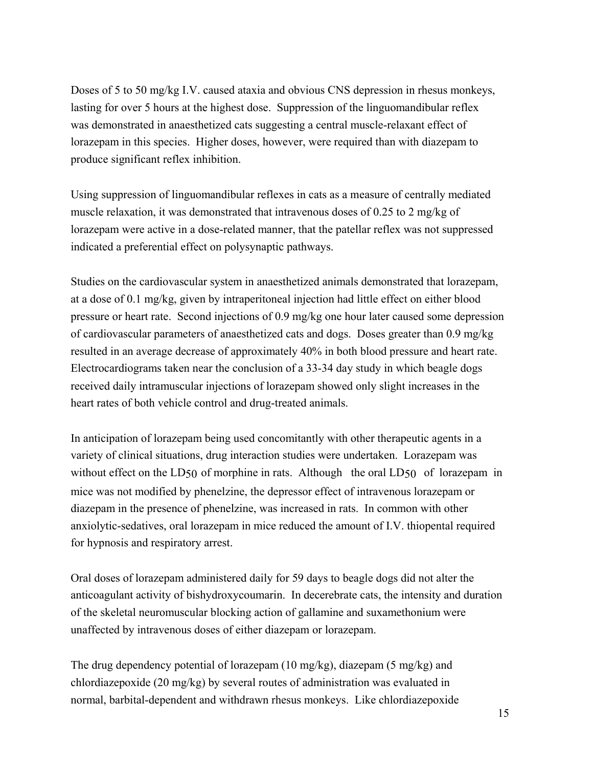Doses of 5 to 50 mg/kg I.V. caused ataxia and obvious CNS depression in rhesus monkeys, lasting for over 5 hours at the highest dose. Suppression of the linguomandibular reflex was demonstrated in anaesthetized cats suggesting a central muscle-relaxant effect of lorazepam in this species. Higher doses, however, were required than with diazepam to produce significant reflex inhibition.

Using suppression of linguomandibular reflexes in cats as a measure of centrally mediated muscle relaxation, it was demonstrated that intravenous doses of 0.25 to 2 mg/kg of lorazepam were active in a dose-related manner, that the patellar reflex was not suppressed indicated a preferential effect on polysynaptic pathways.

Studies on the cardiovascular system in anaesthetized animals demonstrated that lorazepam, at a dose of 0.1 mg/kg, given by intraperitoneal injection had little effect on either blood pressure or heart rate. Second injections of 0.9 mg/kg one hour later caused some depression of cardiovascular parameters of anaesthetized cats and dogs. Doses greater than 0.9 mg/kg resulted in an average decrease of approximately 40% in both blood pressure and heart rate. Electrocardiograms taken near the conclusion of a 33-34 day study in which beagle dogs received daily intramuscular injections of lorazepam showed only slight increases in the heart rates of both vehicle control and drug-treated animals.

In anticipation of lorazepam being used concomitantly with other therapeutic agents in a variety of clinical situations, drug interaction studies were undertaken. Lorazepam was without effect on the $LD_{50}$ of morphine in rats. Although the oral $LD_{50}$ of lorazepam in mice was not modified by phenelzine, the depressor effect of intravenous lorazepam or diazepam in the presence of phenelzine, was increased in rats. In common with other anxiolytic-sedatives, oral lorazepam in mice reduced the amount of I.V. thiopental required for hypnosis and respiratory arrest.

Oral doses of lorazepam administered daily for 59 days to beagle dogs did not alter the anticoagulant activity of bishydroxycoumarin. In decerebrate cats, the intensity and duration of the skeletal neuromuscular blocking action of gallamine and suxamethonium were unaffected by intravenous doses of either diazepam or lorazepam.

The drug dependency potential of lorazepam (10 mg/kg), diazepam (5 mg/kg) and chlordiazepoxide (20 mg/kg) by several routes of administration was evaluated in normal, barbital-dependent and withdrawn rhesus monkeys. Like chlordiazepoxide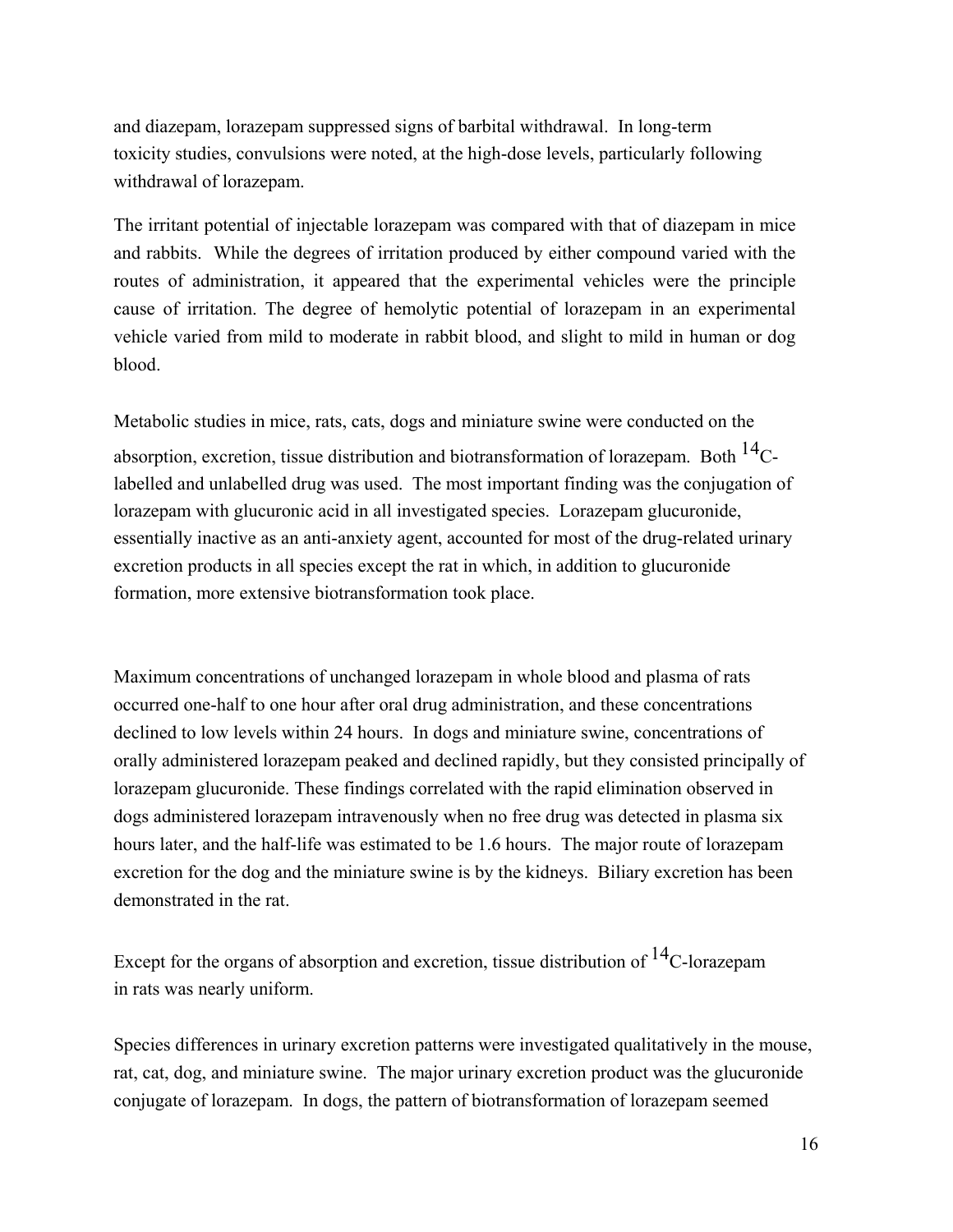and diazepam, lorazepam suppressed signs of barbital withdrawal. In long-term toxicity studies, convulsions were noted, at the high-dose levels, particularly following withdrawal of lorazepam.

The irritant potential of injectable lorazepam was compared with that of diazepam in mice and rabbits. While the degrees of irritation produced by either compound varied with the routes of administration, it appeared that the experimental vehicles were the principle cause of irritation. The degree of hemolytic potential of lorazepam in an experimental vehicle varied from mild to moderate in rabbit blood, and slight to mild in human or dog blood.

Metabolic studies in mice, rats, cats, dogs and miniature swine were conducted on the absorption, excretion, tissue distribution and biotransformation of lorazepam. Both $^{14}C$-labelled and unlabelled drug was used. The most important finding was the conjugation of lorazepam with glucuronic acid in all investigated species. Lorazepam glucuronide, essentially inactive as an anti-anxiety agent, accounted for most of the drug-related urinary excretion products in all species except the rat in which, in addition to glucuronide formation, more extensive biotransformation took place.

Maximum concentrations of unchanged lorazepam in whole blood and plasma of rats occurred one-half to one hour after oral drug administration, and these concentrations declined to low levels within 24 hours. In dogs and miniature swine, concentrations of orally administered lorazepam peaked and declined rapidly, but they consisted principally of lorazepam glucuronide. These findings correlated with the rapid elimination observed in dogs administered lorazepam intravenously when no free drug was detected in plasma six hours later, and the half-life was estimated to be 1.6 hours. The major route of lorazepam excretion for the dog and the miniature swine is by the kidneys. Biliary excretion has been demonstrated in the rat.

Except for the organs of absorption and excretion, tissue distribution of $^{14}C$-lorazepam in rats was nearly uniform.

Species differences in urinary excretion patterns were investigated qualitatively in the mouse, rat, cat, dog, and miniature swine. The major urinary excretion product was the glucuronide conjugate of lorazepam. In dogs, the pattern of biotransformation of lorazepam seemed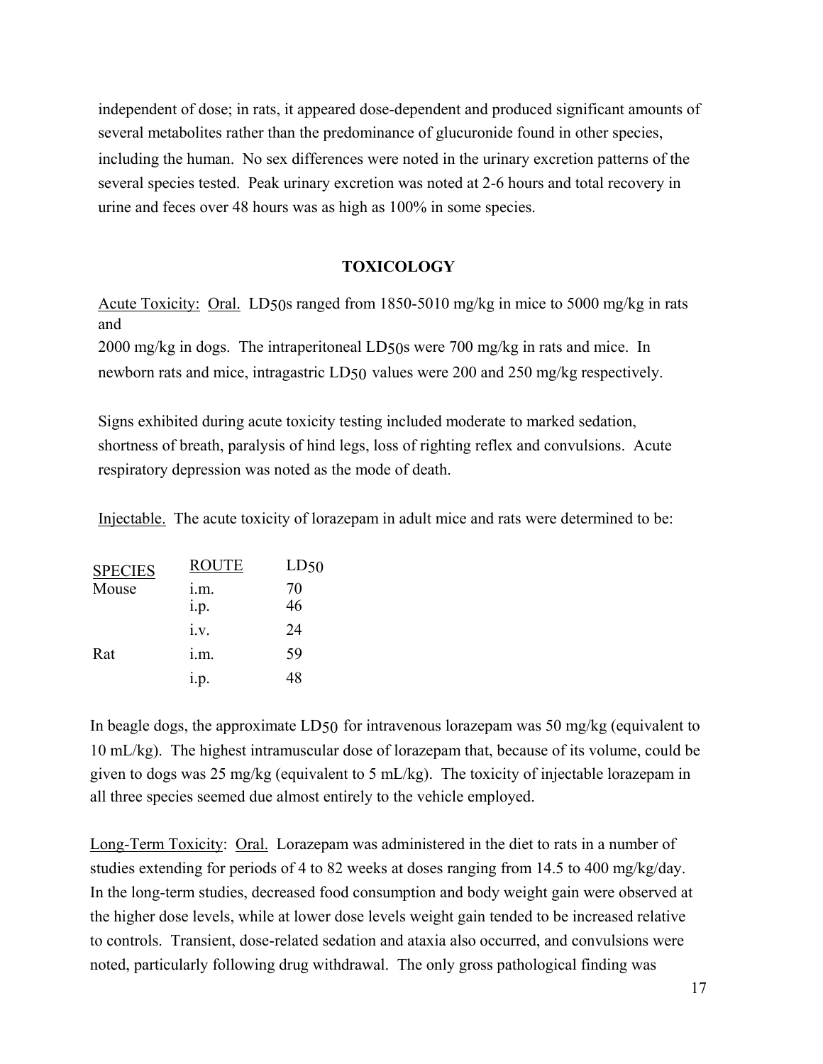independent of dose; in rats, it appeared dose-dependent and produced significant amounts of several metabolites rather than the predominance of glucuronide found in other species, including the human. No sex differences were noted in the urinary excretion patterns of the several species tested. Peak urinary excretion was noted at 2-6 hours and total recovery in urine and feces over 48 hours was as high as 100% in some species.

## TOXICOLOGY

Acute Toxicity: Oral. $LD_{50}$s ranged from 1850-5010 mg/kg in mice to 5000 mg/kg in rats and
2000 mg/kg in dogs. The intraperitoneal $LD_{50}$s were 700 mg/kg in rats and mice. In newborn rats and mice, intragastric $LD_{50}$ values were 200 and 250 mg/kg respectively.

Signs exhibited during acute toxicity testing included moderate to marked sedation, shortness of breath, paralysis of hind legs, loss of righting reflex and convulsions. Acute respiratory depression was noted as the mode of death.

Injectable. The acute toxicity of lorazepam in adult mice and rats were determined to be:

| SPECIES | ROUTE | $LD_{50}$ |
|---|---|---|
| Mouse | i.m. | 70 |
| | i.p. | 46 |
| | i.v. | 24 |
| Rat | i.m. | 59 |
| | i.p. | 48 |

In beagle dogs, the approximate $LD_{50}$ for intravenous lorazepam was 50 mg/kg (equivalent to 10 mL/kg). The highest intramuscular dose of lorazepam that, because of its volume, could be given to dogs was 25 mg/kg (equivalent to 5 mL/kg). The toxicity of injectable lorazepam in all three species seemed due almost entirely to the vehicle employed.

Long-Term Toxicity: Oral. Lorazepam was administered in the diet to rats in a number of studies extending for periods of 4 to 82 weeks at doses ranging from 14.5 to 400 mg/kg/day. In the long-term studies, decreased food consumption and body weight gain were observed at the higher dose levels, while at lower dose levels weight gain tended to be increased relative to controls. Transient, dose-related sedation and ataxia also occurred, and convulsions were noted, particularly following drug withdrawal. The only gross pathological finding was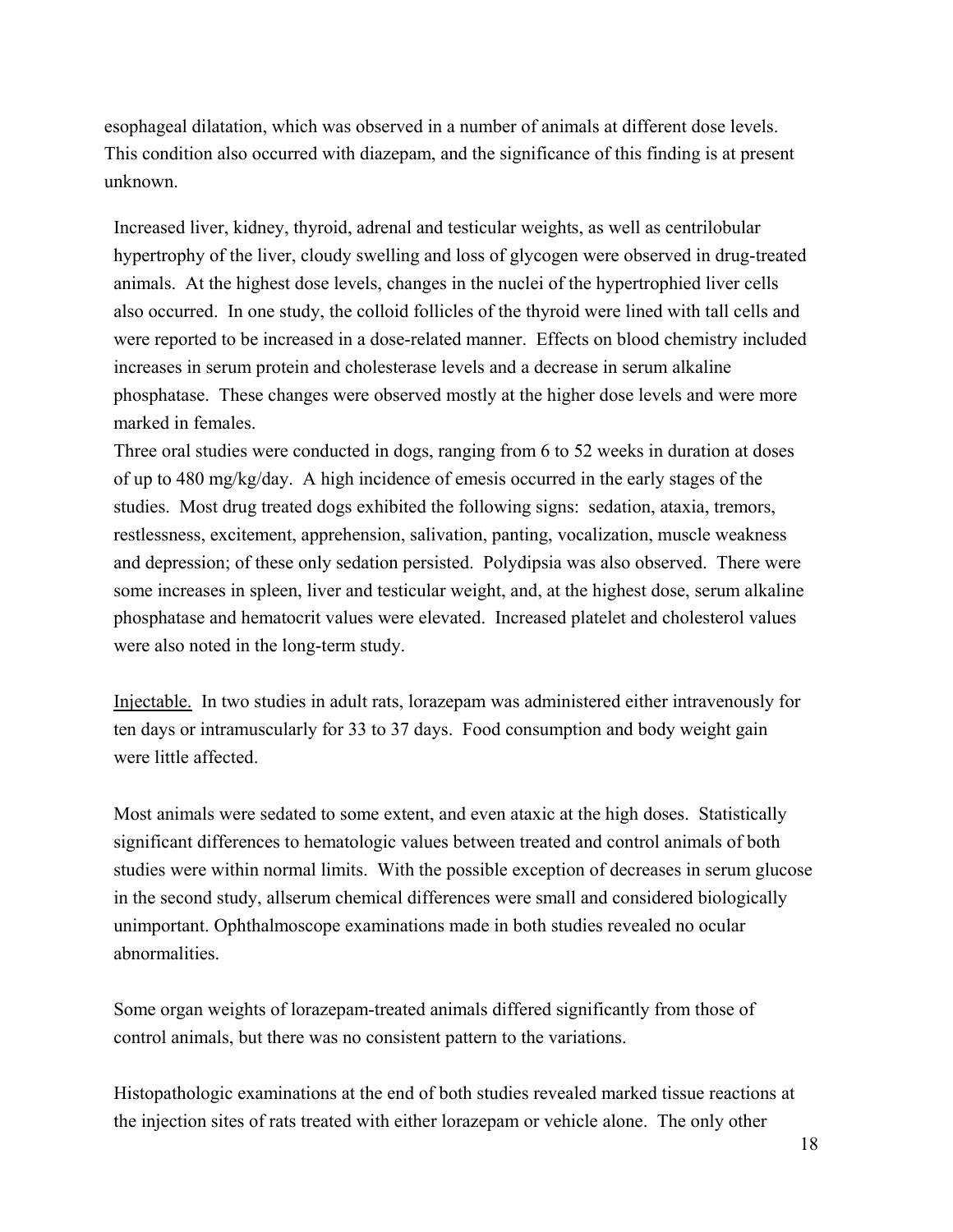esophageal dilatation, which was observed in a number of animals at different dose levels. This condition also occurred with diazepam, and the significance of this finding is at present unknown.

Increased liver, kidney, thyroid, adrenal and testicular weights, as well as centrilobular hypertrophy of the liver, cloudy swelling and loss of glycogen were observed in drug-treated animals. At the highest dose levels, changes in the nuclei of the hypertrophied liver cells also occurred. In one study, the colloid follicles of the thyroid were lined with tall cells and were reported to be increased in a dose-related manner. Effects on blood chemistry included increases in serum protein and cholesterase levels and a decrease in serum alkaline phosphatase. These changes were observed mostly at the higher dose levels and were more marked in females.

Three oral studies were conducted in dogs, ranging from 6 to 52 weeks in duration at doses of up to 480 mg/kg/day. A high incidence of emesis occurred in the early stages of the studies. Most drug treated dogs exhibited the following signs: sedation, ataxia, tremors, restlessness, excitement, apprehension, salivation, panting, vocalization, muscle weakness and depression; of these only sedation persisted. Polydipsia was also observed. There were some increases in spleen, liver and testicular weight, and, at the highest dose, serum alkaline phosphatase and hematocrit values were elevated. Increased platelet and cholesterol values were also noted in the long-term study.

Injectable. In two studies in adult rats, lorazepam was administered either intravenously for ten days or intramuscularly for 33 to 37 days. Food consumption and body weight gain were little affected.

Most animals were sedated to some extent, and even ataxic at the high doses. Statistically significant differences to hematologic values between treated and control animals of both studies were within normal limits. With the possible exception of decreases in serum glucose in the second study, allserum chemical differences were small and considered biologically unimportant. Ophthalmoscope examinations made in both studies revealed no ocular abnormalities.

Some organ weights of lorazepam-treated animals differed significantly from those of control animals, but there was no consistent pattern to the variations.

Histopathologic examinations at the end of both studies revealed marked tissue reactions at the injection sites of rats treated with either lorazepam or vehicle alone. The only other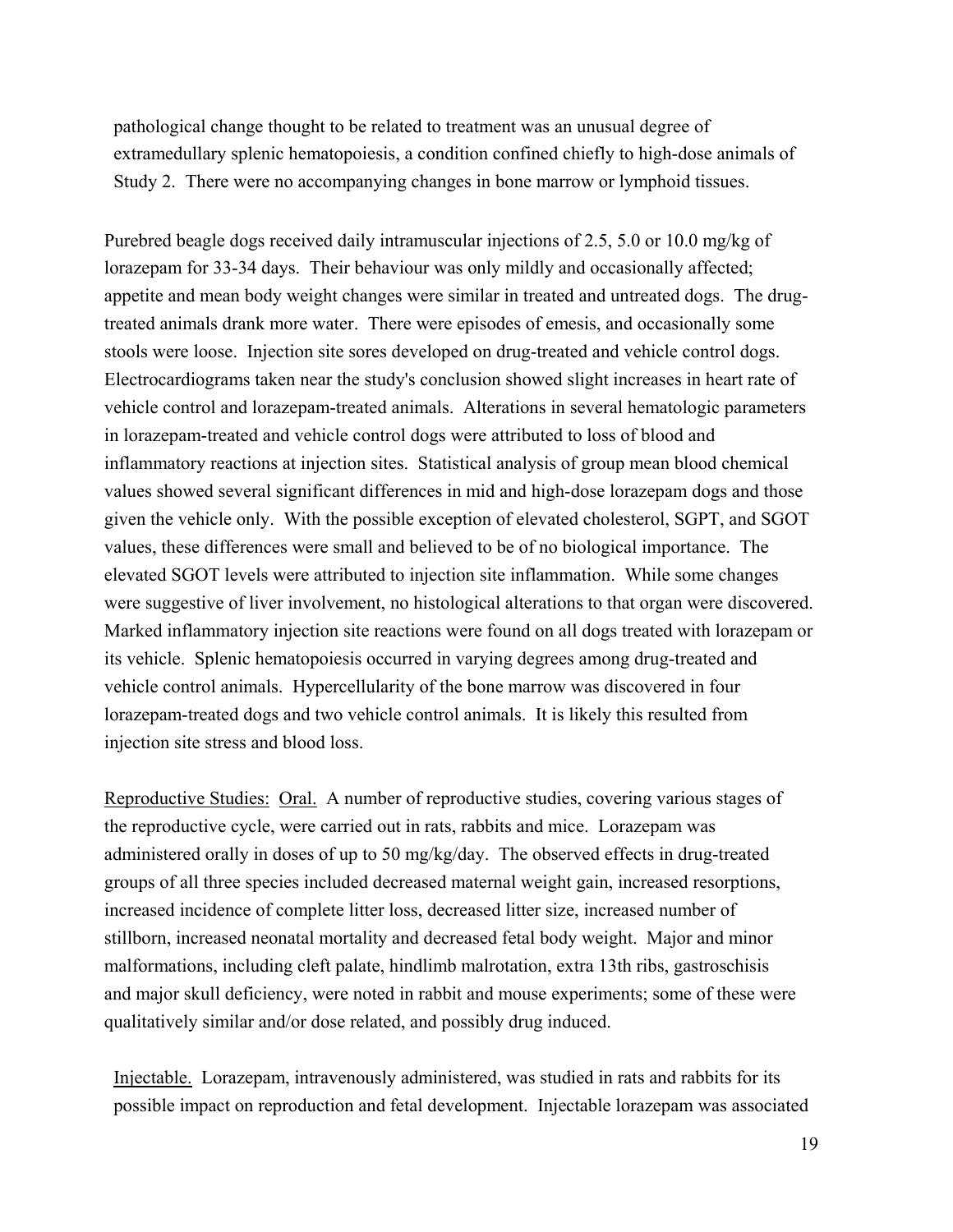pathological change thought to be related to treatment was an unusual degree of extramedullary splenic hematopoiesis, a condition confined chiefly to high-dose animals of Study 2. There were no accompanying changes in bone marrow or lymphoid tissues.

Purebred beagle dogs received daily intramuscular injections of 2.5, 5.0 or 10.0 mg/kg of lorazepam for 33-34 days. Their behaviour was only mildly and occasionally affected; appetite and mean body weight changes were similar in treated and untreated dogs. The drug-treated animals drank more water. There were episodes of emesis, and occasionally some stools were loose. Injection site sores developed on drug-treated and vehicle control dogs. Electrocardiograms taken near the study's conclusion showed slight increases in heart rate of vehicle control and lorazepam-treated animals. Alterations in several hematologic parameters in lorazepam-treated and vehicle control dogs were attributed to loss of blood and inflammatory reactions at injection sites. Statistical analysis of group mean blood chemical values showed several significant differences in mid and high-dose lorazepam dogs and those given the vehicle only. With the possible exception of elevated cholesterol, SGPT, and SGOT values, these differences were small and believed to be of no biological importance. The elevated SGOT levels were attributed to injection site inflammation. While some changes were suggestive of liver involvement, no histological alterations to that organ were discovered. Marked inflammatory injection site reactions were found on all dogs treated with lorazepam or its vehicle. Splenic hematopoiesis occurred in varying degrees among drug-treated and vehicle control animals. Hypercellularity of the bone marrow was discovered in four lorazepam-treated dogs and two vehicle control animals. It is likely this resulted from injection site stress and blood loss.

Reproductive Studies: Oral. A number of reproductive studies, covering various stages of the reproductive cycle, were carried out in rats, rabbits and mice. Lorazepam was administered orally in doses of up to 50 mg/kg/day. The observed effects in drug-treated groups of all three species included decreased maternal weight gain, increased resorptions, increased incidence of complete litter loss, decreased litter size, increased number of stillborn, increased neonatal mortality and decreased fetal body weight. Major and minor malformations, including cleft palate, hindlimb malrotation, extra 13th ribs, gastroschisis and major skull deficiency, were noted in rabbit and mouse experiments; some of these were qualitatively similar and/or dose related, and possibly drug induced.

Injectable. Lorazepam, intravenously administered, was studied in rats and rabbits for its possible impact on reproduction and fetal development. Injectable lorazepam was associated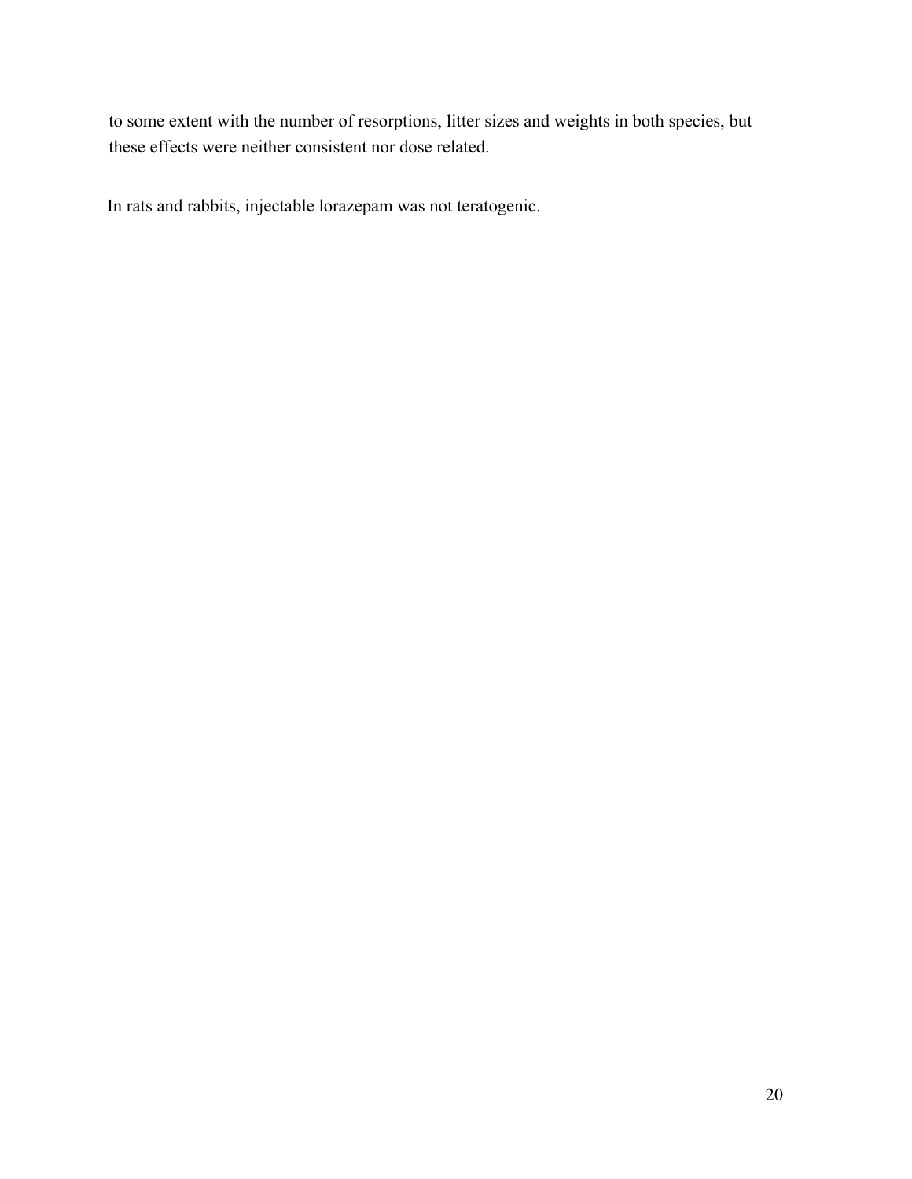to some extent with the number of resorptions, litter sizes and weights in both species, but these effects were neither consistent nor dose related.

In rats and rabbits, injectable lorazepam was not teratogenic.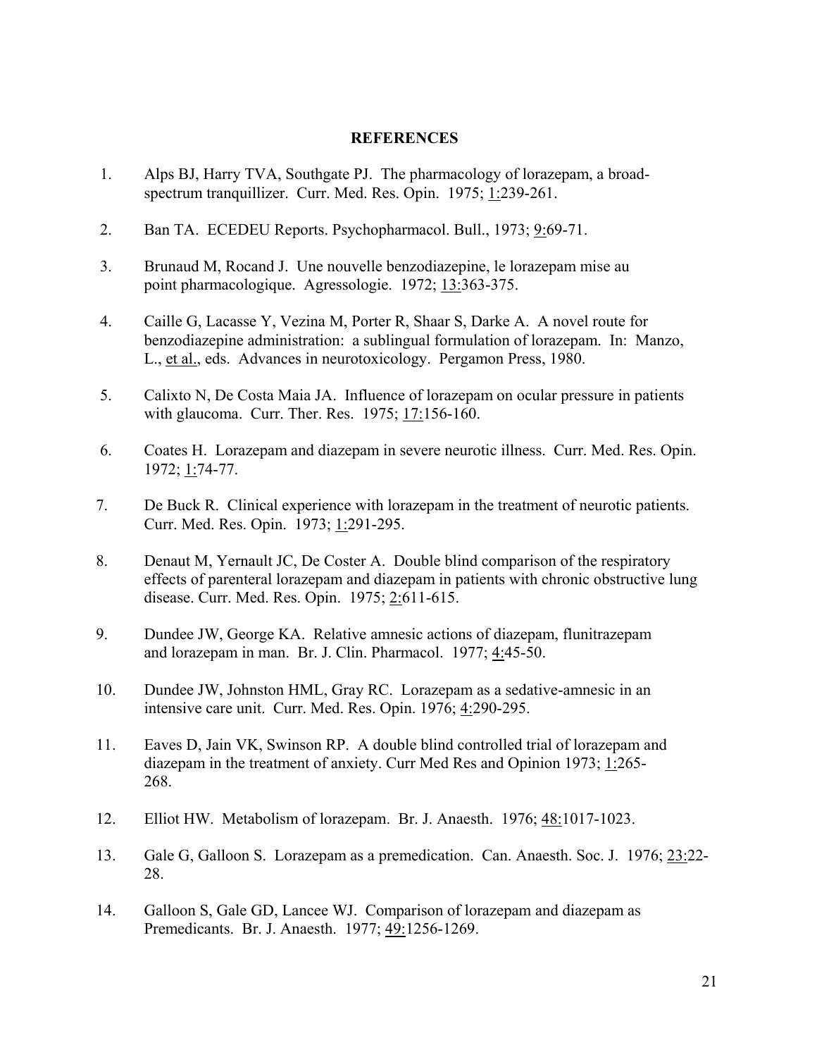**REFERENCES**

1. Alps BJ, Harry TVA, Southgate PJ. The pharmacology of lorazepam, a broad-spectrum tranquillizer. Curr. Med. Res. Opin. 1975; 1:239-261.

2. Ban TA. ECEDEU Reports. Psychopharmacol. Bull., 1973; 9:69-71.

3. Brunaud M, Rocand J. Une nouvelle benzodiazepine, le lorazepam mise au point pharmacologique. Agressologie. 1972; 13:363-375.

4. Caille G, Lacasse Y, Vezina M, Porter R, Shaar S, Darke A. A novel route for benzodiazepine administration: a sublingual formulation of lorazepam. In: Manzo, L., et al., eds. Advances in neurotoxicology. Pergamon Press, 1980.

5. Calixto N, De Costa Maia JA. Influence of lorazepam on ocular pressure in patients with glaucoma. Curr. Ther. Res. 1975; 17:156-160.

6. Coates H. Lorazepam and diazepam in severe neurotic illness. Curr. Med. Res. Opin. 1972; 1:74-77.

7. De Buck R. Clinical experience with lorazepam in the treatment of neurotic patients. Curr. Med. Res. Opin. 1973; 1:291-295.

8. Denaut M, Yernault JC, De Coster A. Double blind comparison of the respiratory effects of parenteral lorazepam and diazepam in patients with chronic obstructive lung disease. Curr. Med. Res. Opin. 1975; 2:611-615.

9. Dundee JW, George KA. Relative amnesic actions of diazepam, flunitrazepam and lorazepam in man. Br. J. Clin. Pharmacol. 1977; 4:45-50.

10. Dundee JW, Johnston HML, Gray RC. Lorazepam as a sedative-amnesic in an intensive care unit. Curr. Med. Res. Opin. 1976; 4:290-295.

11. Eaves D, Jain VK, Swinson RP. A double blind controlled trial of lorazepam and diazepam in the treatment of anxiety. Curr Med Res and Opinion 1973; 1:265-268.

12. Elliot HW. Metabolism of lorazepam. Br. J. Anaesth. 1976; 48:1017-1023.

13. Gale G, Galloon S. Lorazepam as a premedication. Can. Anaesth. Soc. J. 1976; 23:22-28.

14. Galloon S, Gale GD, Lancee WJ. Comparison of lorazepam and diazepam as Premedicants. Br. J. Anaesth. 1977; 49:1256-1269.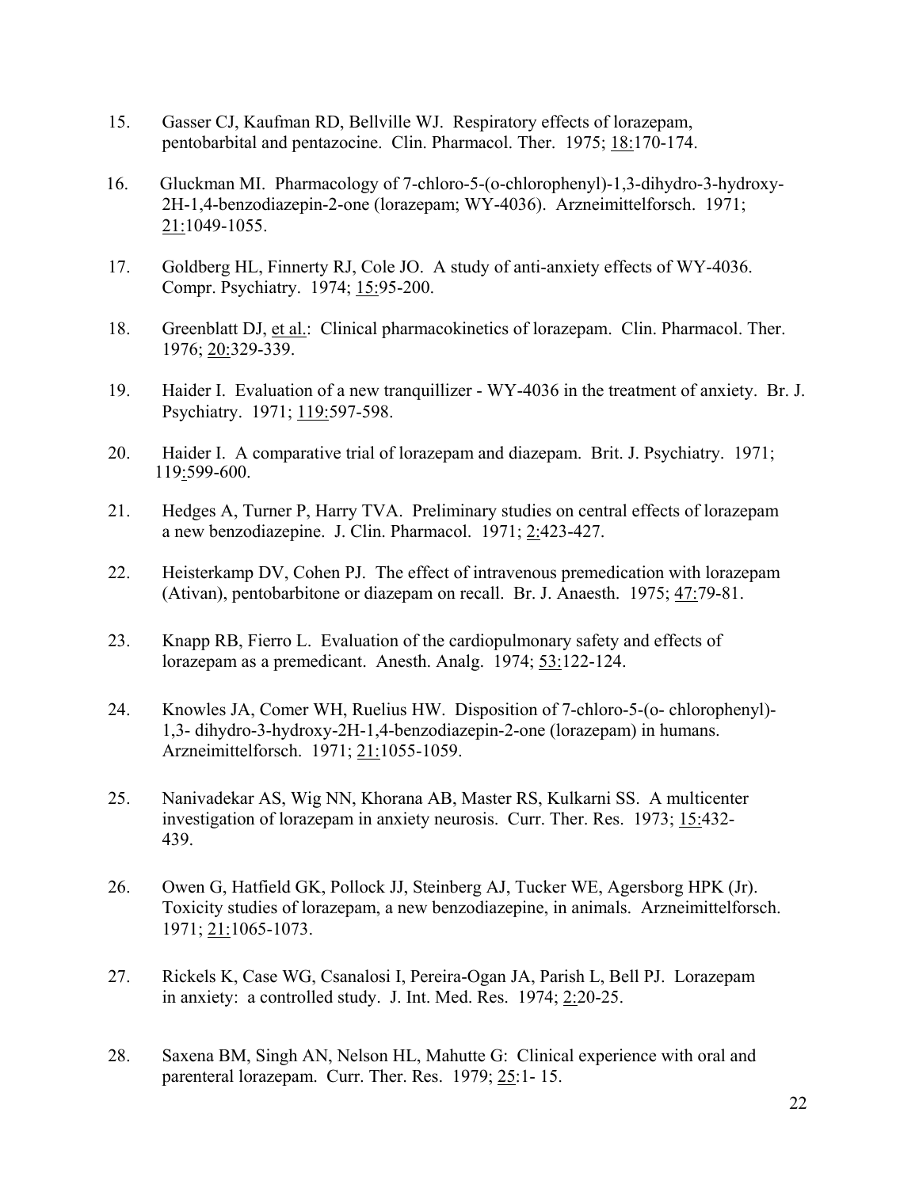15. Gasser CJ, Kaufman RD, Bellville WJ. Respiratory effects of lorazepam, pentobarbital and pentazocine. Clin. Pharmacol. Ther. 1975; 18:170-174.

16. Gluckman MI. Pharmacology of 7-chloro-5-(o-chlorophenyl)-1,3-dihydro-3-hydroxy-2H-1,4-benzodiazepin-2-one (lorazepam; WY-4036). Arzneimittelforsch. 1971; 21:1049-1055.

17. Goldberg HL, Finnerty RJ, Cole JO. A study of anti-anxiety effects of WY-4036. Compr. Psychiatry. 1974; 15:95-200.

18. Greenblatt DJ, et al.: Clinical pharmacokinetics of lorazepam. Clin. Pharmacol. Ther. 1976; 20:329-339.

19. Haider I. Evaluation of a new tranquillizer - WY-4036 in the treatment of anxiety. Br. J. Psychiatry. 1971; 119:597-598.

20. Haider I. A comparative trial of lorazepam and diazepam. Brit. J. Psychiatry. 1971; 119:599-600.

21. Hedges A, Turner P, Harry TVA. Preliminary studies on central effects of lorazepam a new benzodiazepine. J. Clin. Pharmacol. 1971; 2:423-427.

22. Heisterkamp DV, Cohen PJ. The effect of intravenous premedication with lorazepam (Ativan), pentobarbitone or diazepam on recall. Br. J. Anaesth. 1975; 47:79-81.

23. Knapp RB, Fierro L. Evaluation of the cardiopulmonary safety and effects of lorazepam as a premedicant. Anesth. Analg. 1974; 53:122-124.

24. Knowles JA, Comer WH, Ruelius HW. Disposition of 7-chloro-5-(o- chlorophenyl)-1,3- dihydro-3-hydroxy-2H-1,4-benzodiazepin-2-one (lorazepam) in humans. Arzneimittelforsch. 1971; 21:1055-1059.

25. Nanivadekar AS, Wig NN, Khorana AB, Master RS, Kulkarni SS. A multicenter investigation of lorazepam in anxiety neurosis. Curr. Ther. Res. 1973; 15:432-439.

26. Owen G, Hatfield GK, Pollock JJ, Steinberg AJ, Tucker WE, Agersborg HPK (Jr). Toxicity studies of lorazepam, a new benzodiazepine, in animals. Arzneimittelforsch. 1971; 21:1065-1073.

27. Rickels K, Case WG, Csanalosi I, Pereira-Ogan JA, Parish L, Bell PJ. Lorazepam in anxiety: a controlled study. J. Int. Med. Res. 1974; 2:20-25.

28. Saxena BM, Singh AN, Nelson HL, Mahutte G: Clinical experience with oral and parenteral lorazepam. Curr. Ther. Res. 1979; 25:1- 15.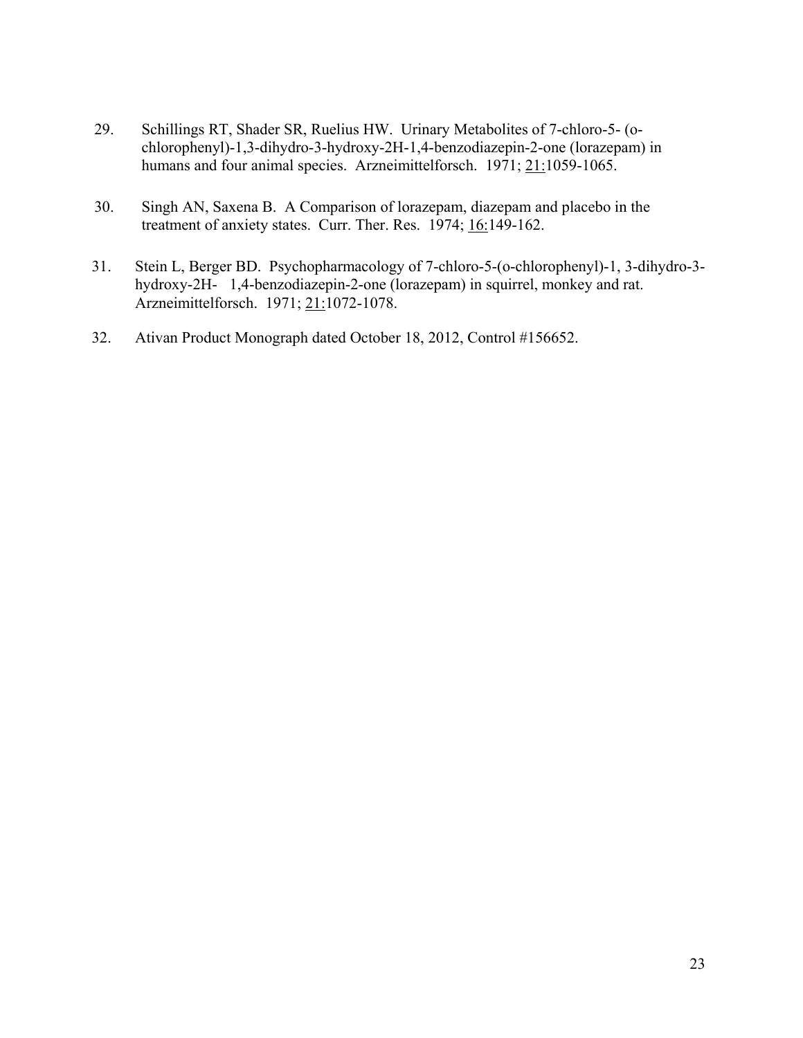29. Schillings RT, Shader SR, Ruelius HW. Urinary Metabolites of 7-chloro-5- (o-chlorophenyl)-1,3-dihydro-3-hydroxy-2H-1,4-benzodiazepin-2-one (lorazepam) in humans and four animal species. Arzneimittelforsch. 1971; 21:1059-1065.

30. Singh AN, Saxena B. A Comparison of lorazepam, diazepam and placebo in the treatment of anxiety states. Curr. Ther. Res. 1974; 16:149-162.

31. Stein L, Berger BD. Psychopharmacology of 7-chloro-5-(o-chlorophenyl)-1, 3-dihydro-3-hydroxy-2H- 1,4-benzodiazepin-2-one (lorazepam) in squirrel, monkey and rat. Arzneimittelforsch. 1971; 21:1072-1078.

32. Ativan Product Monograph dated October 18, 2012, Control #156652.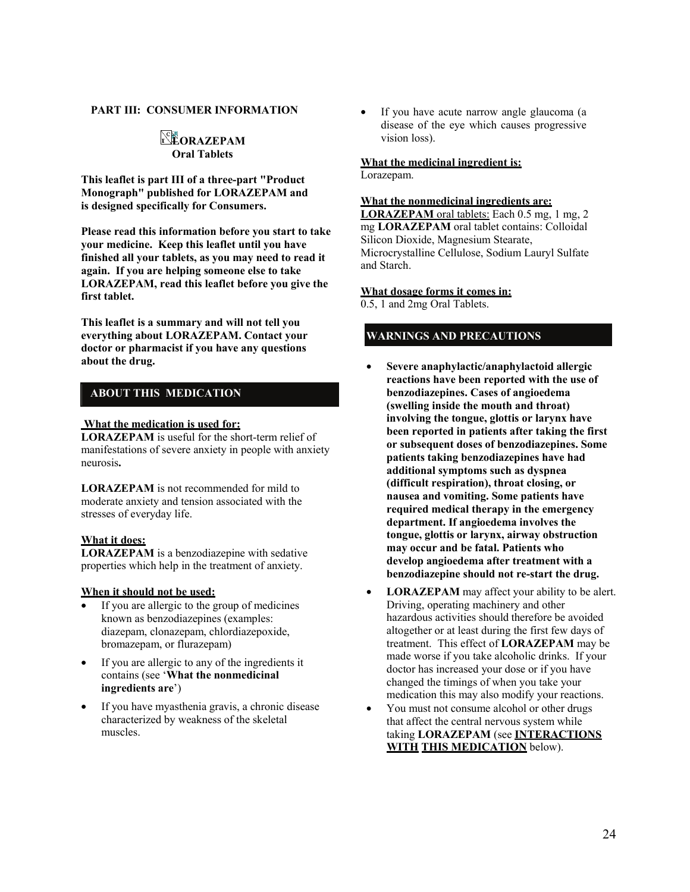## PART III: CONSUMER INFORMATION

### LORAZEPAM
### Oral Tablets

**This leaflet is part III of a three-part "Product Monograph" published for LORAZEPAM and is designed specifically for Consumers.**

**Please read this information before you start to take your medicine. Keep this leaflet until you have finished all your tablets, as you may need to read it again. If you are helping someone else to take LORAZEPAM, read this leaflet before you give the first tablet.**

**This leaflet is a summary and will not tell you everything about LORAZEPAM. Contact your doctor or pharmacist if you have any questions about the drug.**

### ABOUT THIS MEDICATION

**What the medication is used for:**

**LORAZEPAM** is useful for the short-term relief of manifestations of severe anxiety in people with anxiety neurosis**.**

**LORAZEPAM** is not recommended for mild to moderate anxiety and tension associated with the stresses of everyday life.

**What it does:**

**LORAZEPAM** is a benzodiazepine with sedative properties which help in the treatment of anxiety.

**When it should not be used:**

- If you are allergic to the group of medicines known as benzodiazepines (examples: diazepam, clonazepam, chlordiazepoxide, bromazepam, or flurazepam)
- If you are allergic to any of the ingredients it contains (see '**What the nonmedicinal ingredients are**')
- If you have myasthenia gravis, a chronic disease characterized by weakness of the skeletal muscles.
- If you have acute narrow angle glaucoma (a disease of the eye which causes progressive vision loss).

**What the medicinal ingredient is:**

Lorazepam.

**What the nonmedicinal ingredients are:**

**LORAZEPAM** oral tablets: Each 0.5 mg, 1 mg, 2 mg **LORAZEPAM** oral tablet contains: Colloidal Silicon Dioxide, Magnesium Stearate, Microcrystalline Cellulose, Sodium Lauryl Sulfate and Starch.

**What dosage forms it comes in:**

0.5, 1 and 2mg Oral Tablets.

### WARNINGS AND PRECAUTIONS

- **Severe anaphylactic/anaphylactoid allergic reactions have been reported with the use of benzodiazepines. Cases of angioedema (swelling inside the mouth and throat) involving the tongue, glottis or larynx have been reported in patients after taking the first or subsequent doses of benzodiazepines. Some patients taking benzodiazepines have had additional symptoms such as dyspnea (difficult respiration), throat closing, or nausea and vomiting. Some patients have required medical therapy in the emergency department. If angioedema involves the tongue, glottis or larynx, airway obstruction may occur and be fatal. Patients who develop angioedema after treatment with a benzodiazepine should not re-start the drug.**
- **LORAZEPAM** may affect your ability to be alert. Driving, operating machinery and other hazardous activities should therefore be avoided altogether or at least during the first few days of treatment. This effect of **LORAZEPAM** may be made worse if you take alcoholic drinks. If your doctor has increased your dose or if you have changed the timings of when you take your medication this may also modify your reactions.
- You must not consume alcohol or other drugs that affect the central nervous system while taking **LORAZEPAM** (see **INTERACTIONS WITH THIS MEDICATION** below).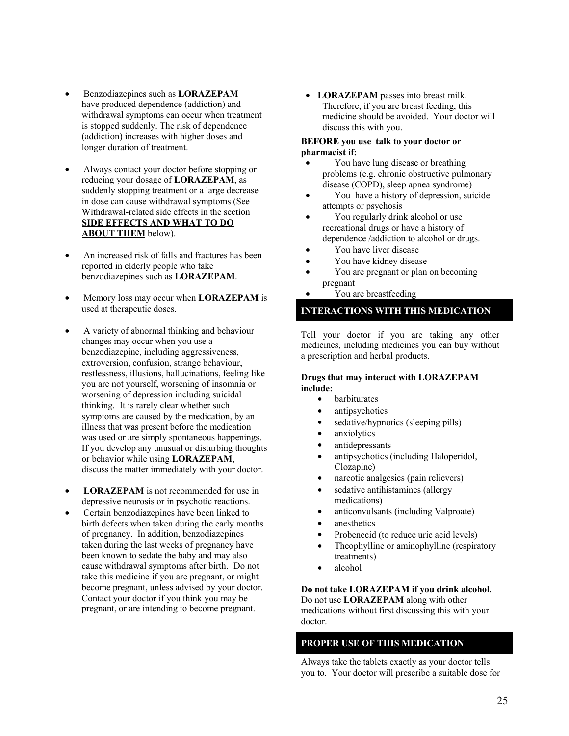- Benzodiazepines such as **LORAZEPAM** have produced dependence (addiction) and withdrawal symptoms can occur when treatment is stopped suddenly. The risk of dependence (addiction) increases with higher doses and longer duration of treatment.

- Always contact your doctor before stopping or reducing your dosage of **LORAZEPAM**, as suddenly stopping treatment or a large decrease in dose can cause withdrawal symptoms (See Withdrawal-related side effects in the section **SIDE EFFECTS AND WHAT TO DO ABOUT THEM** below).

- An increased risk of falls and fractures has been reported in elderly people who take benzodiazepines such as **LORAZEPAM**.

- Memory loss may occur when **LORAZEPAM** is used at therapeutic doses.

- A variety of abnormal thinking and behaviour changes may occur when you use a benzodiazepine, including aggressiveness, extroversion, confusion, strange behaviour, restlessness, illusions, hallucinations, feeling like you are not yourself, worsening of insomnia or worsening of depression including suicidal thinking. It is rarely clear whether such symptoms are caused by the medication, by an illness that was present before the medication was used or are simply spontaneous happenings. If you develop any unusual or disturbing thoughts or behavior while using **LORAZEPAM**, discuss the matter immediately with your doctor.

- **LORAZEPAM** is not recommended for use in depressive neurosis or in psychotic reactions.
- Certain benzodiazepines have been linked to birth defects when taken during the early months of pregnancy. In addition, benzodiazepines taken during the last weeks of pregnancy have been known to sedate the baby and may also cause withdrawal symptoms after birth. Do not take this medicine if you are pregnant, or might become pregnant, unless advised by your doctor. Contact your doctor if you think you may be pregnant, or are intending to become pregnant.

- **LORAZEPAM** passes into breast milk. Therefore, if you are breast feeding, this medicine should be avoided. Your doctor will discuss this with you.

**BEFORE you use talk to your doctor or pharmacist if:**

- You have lung disease or breathing problems (e.g. chronic obstructive pulmonary disease (COPD), sleep apnea syndrome)
- You have a history of depression, suicide attempts or psychosis
- You regularly drink alcohol or use recreational drugs or have a history of dependence /addiction to alcohol or drugs.
- You have liver disease
- You have kidney disease
- You are pregnant or plan on becoming pregnant
- You are breastfeeding

## INTERACTIONS WITH THIS MEDICATION

Tell your doctor if you are taking any other medicines, including medicines you can buy without a prescription and herbal products.

**Drugs that may interact with LORAZEPAM include:**

- barbiturates
- antipsychotics
- sedative/hypnotics (sleeping pills)
- anxiolytics
- antidepressants
- antipsychotics (including Haloperidol, Clozapine)
- narcotic analgesics (pain relievers)
- sedative antihistamines (allergy medications)
- anticonvulsants (including Valproate)
- anesthetics
- Probenecid (to reduce uric acid levels)
- Theophylline or aminophylline (respiratory treatments)
- alcohol

**Do not take LORAZEPAM if you drink alcohol.** Do not use **LORAZEPAM** along with other medications without first discussing this with your doctor.

## PROPER USE OF THIS MEDICATION

Always take the tablets exactly as your doctor tells you to. Your doctor will prescribe a suitable dose for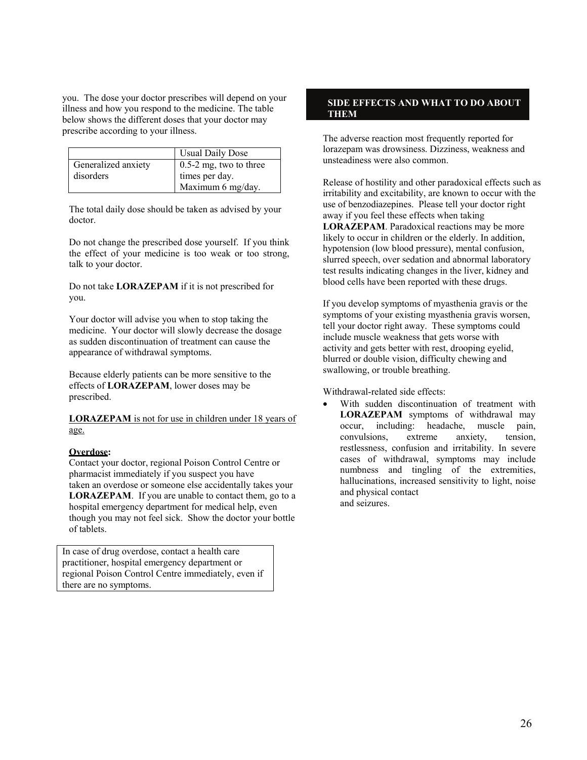you. The dose your doctor prescribes will depend on your illness and how you respond to the medicine. The table below shows the different doses that your doctor may prescribe according to your illness.

| | Usual Daily Dose |
|---|---|
| Generalized anxiety disorders | 0.5-2 mg, two to three times per day. Maximum 6 mg/day. |

The total daily dose should be taken as advised by your doctor.

Do not change the prescribed dose yourself. If you think the effect of your medicine is too weak or too strong, talk to your doctor.

Do not take **LORAZEPAM** if it is not prescribed for you.

Your doctor will advise you when to stop taking the medicine. Your doctor will slowly decrease the dosage as sudden discontinuation of treatment can cause the appearance of withdrawal symptoms.

Because elderly patients can be more sensitive to the effects of **LORAZEPAM**, lower doses may be prescribed.

**LORAZEPAM** is not for use in children under 18 years of age.

**Overdose:**
Contact your doctor, regional Poison Control Centre or pharmacist immediately if you suspect you have taken an overdose or someone else accidentally takes your **LORAZEPAM**. If you are unable to contact them, go to a hospital emergency department for medical help, even though you may not feel sick. Show the doctor your bottle of tablets.

In case of drug overdose, contact a health care practitioner, hospital emergency department or regional Poison Control Centre immediately, even if there are no symptoms.

## SIDE EFFECTS AND WHAT TO DO ABOUT THEM

The adverse reaction most frequently reported for lorazepam was drowsiness. Dizziness, weakness and unsteadiness were also common.

Release of hostility and other paradoxical effects such as irritability and excitability, are known to occur with the use of benzodiazepines. Please tell your doctor right away if you feel these effects when taking **LORAZEPAM**. Paradoxical reactions may be more likely to occur in children or the elderly. In addition, hypotension (low blood pressure), mental confusion, slurred speech, over sedation and abnormal laboratory test results indicating changes in the liver, kidney and blood cells have been reported with these drugs.

If you develop symptoms of myasthenia gravis or the symptoms of your existing myasthenia gravis worsen, tell your doctor right away. These symptoms could include muscle weakness that gets worse with activity and gets better with rest, drooping eyelid, blurred or double vision, difficulty chewing and swallowing, or trouble breathing.

Withdrawal-related side effects:

- With sudden discontinuation of treatment with **LORAZEPAM** symptoms of withdrawal may occur, including: headache, muscle pain, convulsions, extreme anxiety, tension, restlessness, confusion and irritability. In severe cases of withdrawal, symptoms may include numbness and tingling of the extremities, hallucinations, increased sensitivity to light, noise and physical contact and seizures.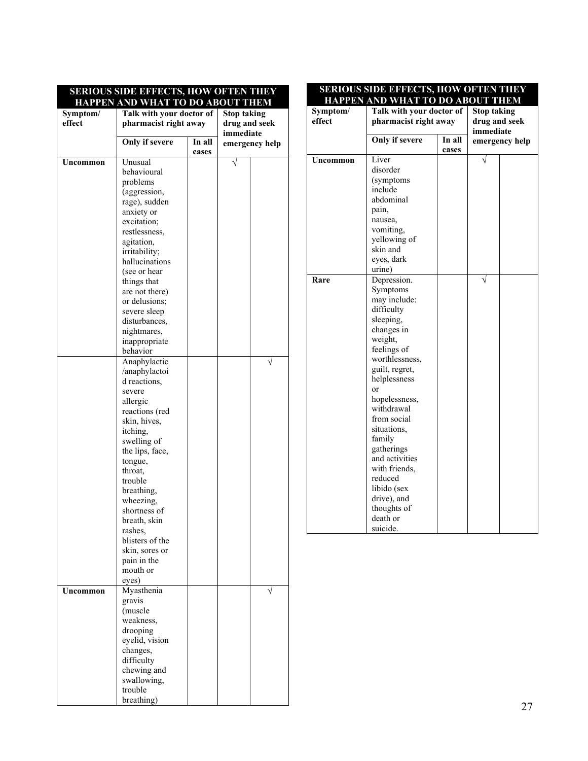| SERIOUS SIDE EFFECTS, HOW OFTEN THEY HAPPEN AND WHAT TO DO ABOUT THEM | | | | |
|---|---|---|---|---|
| Symptom/ effect | | Talk with your doctor of pharmacist right away | | Stop taking drug and seek immediate emergency help |
| | | Only if severe | In all cases | |
| Uncommon | Unusual behavioural problems (aggression, rage), sudden anxiety or excitation; restlessness, agitation, irritability; hallucinations (see or hear things that are not there) or delusions; severe sleep disturbances, nightmares, inappropriate behavior | | √ | |
| | Anaphylactic /anaphylactoid reactions, severe allergic reactions (red skin, hives, itching, swelling of the lips, face, tongue, throat, trouble breathing, wheezing, shortness of breath, skin rashes, blisters of the skin, sores or pain in the mouth or eyes) | | | √ |
| Uncommon | Myasthenia gravis (muscle weakness, drooping eyelid, vision changes, difficulty chewing and swallowing, trouble breathing) | | | √ |
| Uncommon | Liver disorder (symptoms include abdominal pain, nausea, vomiting, yellowing of skin and eyes, dark urine) | | √ | |
| Rare | Depression. Symptoms may include: difficulty sleeping, changes in weight, feelings of worthlessness, guilt, regret, helplessness or hopelessness, withdrawal from social situations, family gatherings and activities with friends, reduced libido (sex drive), and thoughts of death or suicide. | | √ | |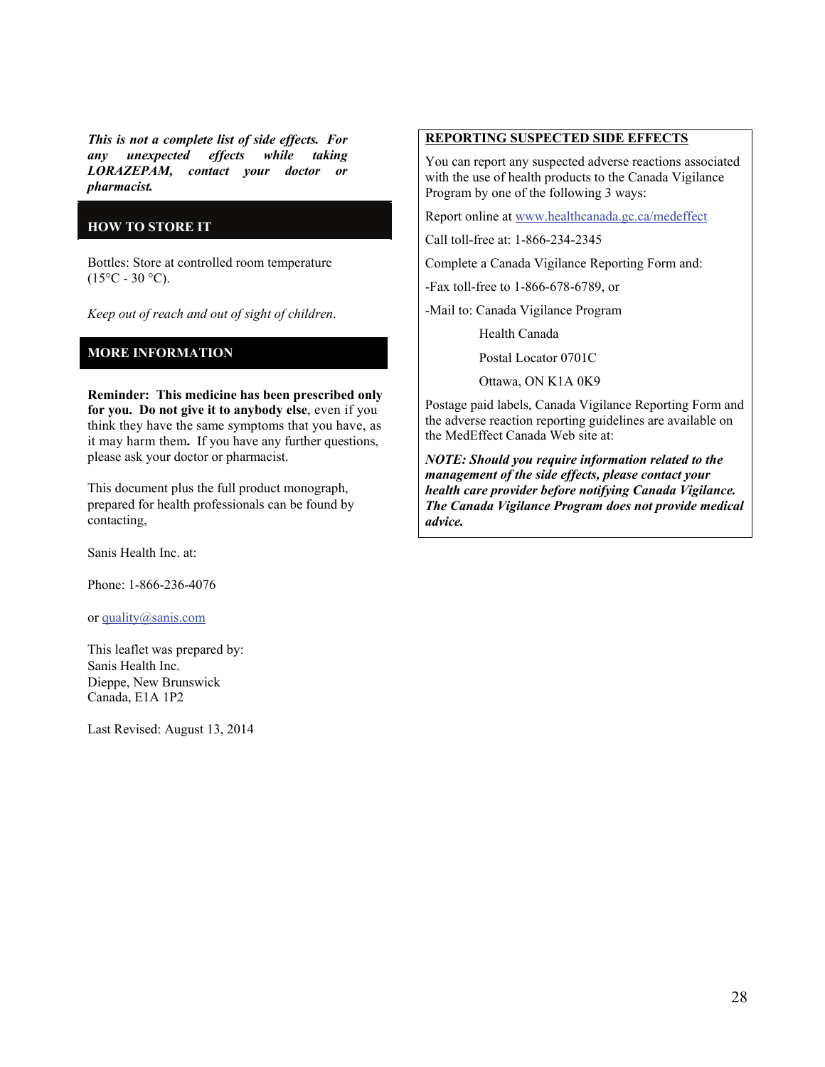***This is not a complete list of side effects. For any unexpected effects while taking LORAZEPAM, contact your doctor or pharmacist.***

## HOW TO STORE IT

Bottles: Store at controlled room temperature (15°C - 30 °C).

*Keep out of reach and out of sight of children*.

## MORE INFORMATION

**Reminder: This medicine has been prescribed only for you. Do not give it to anybody else**, even if you think they have the same symptoms that you have, as it may harm them**.** If you have any further questions, please ask your doctor or pharmacist.

This document plus the full product monograph, prepared for health professionals can be found by contacting,

Sanis Health Inc. at:

Phone: 1-866-236-4076

or quality@sanis.com

This leaflet was prepared by:
Sanis Health Inc.
Dieppe, New Brunswick
Canada, E1A 1P2

Last Revised: August 13, 2014

**REPORTING SUSPECTED SIDE EFFECTS**

You can report any suspected adverse reactions associated with the use of health products to the Canada Vigilance Program by one of the following 3 ways:

Report online at www.healthcanada.gc.ca/medeffect

Call toll-free at: 1-866-234-2345

Complete a Canada Vigilance Reporting Form and:

-Fax toll-free to 1-866-678-6789, or

-Mail to: Canada Vigilance Program
Health Canada
Postal Locator 0701C
Ottawa, ON K1A 0K9

Postage paid labels, Canada Vigilance Reporting Form and the adverse reaction reporting guidelines are available on the MedEffect Canada Web site at:

***NOTE: Should you require information related to the management of the side effects, please contact your health care provider before notifying Canada Vigilance. The Canada Vigilance Program does not provide medical advice.***